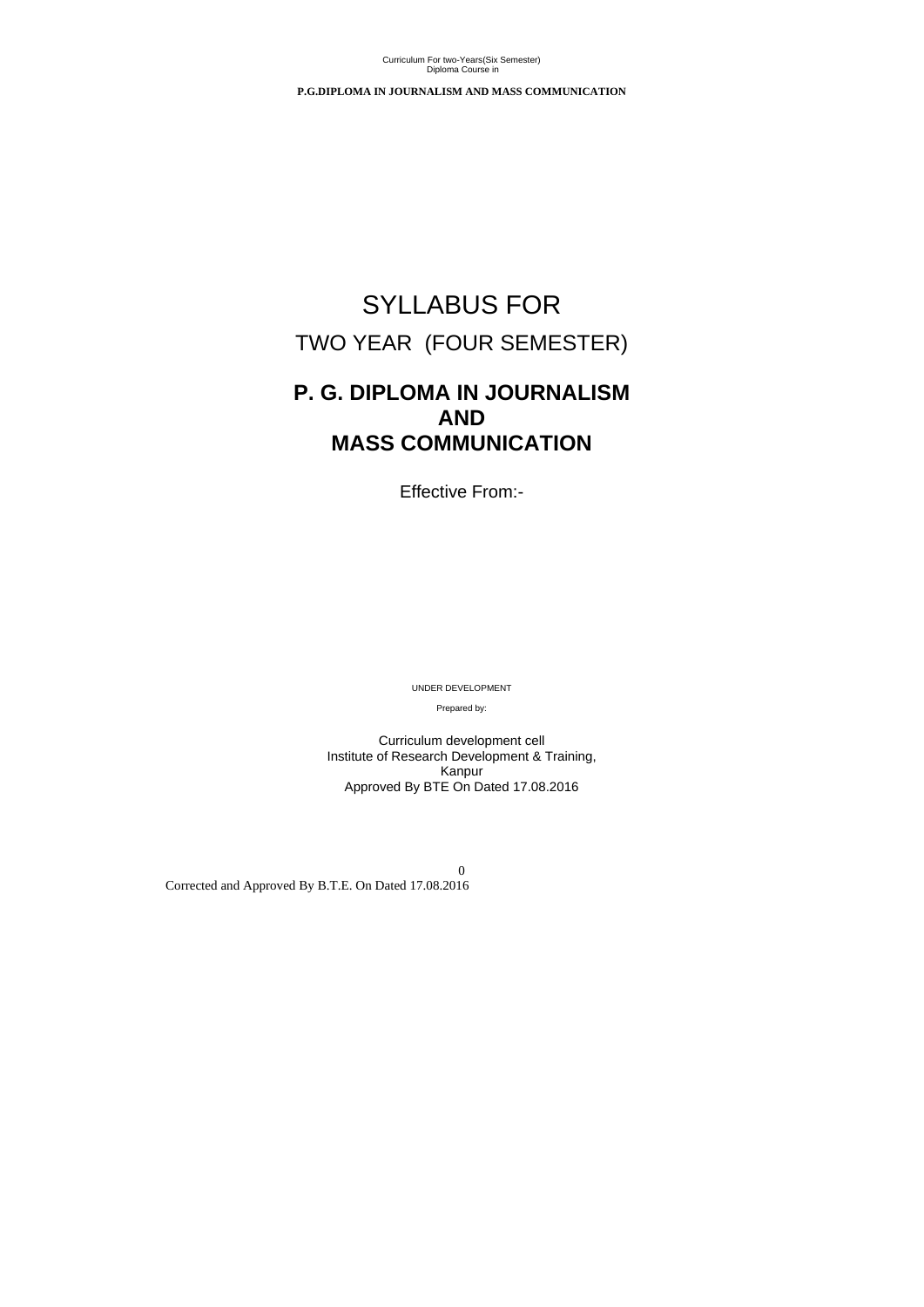# SYLLABUS FOR

## TWO YEAR (FOUR SEMESTER)

## P. G. DIPLOMA IN JOURNALISM AND MASS COMMUNICATION

Effective From:-

UNDER DEVELOPMENT

Prepared by:

Curriculum development cell
Institute of Research Development & Training,
Kanpur
Approved By BTE On Dated 17.08.2016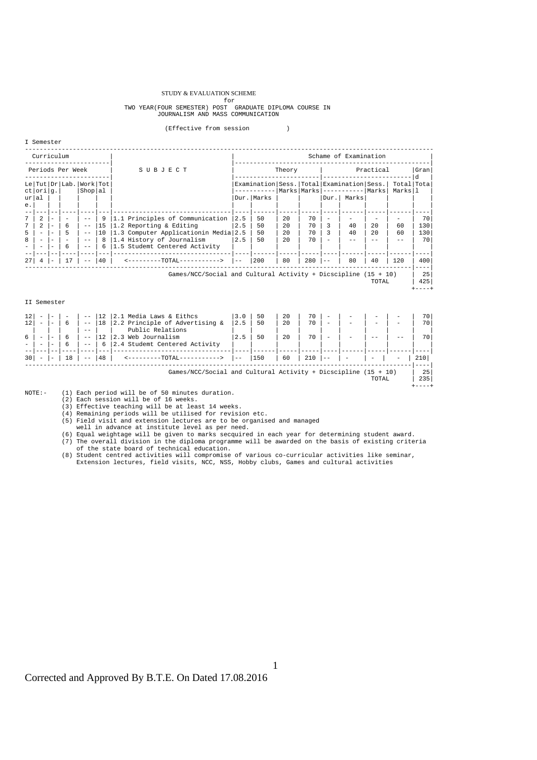STUDY & EVALUATION SCHEME
for
TWO YEAR(FOUR SEMESTER) POST GRADUATE DIPLOMA COURSE IN
JOURNALISM AND MASS COMMUNICATION

(Effective from session )

I Semester

| Curriculum | | | | | | Schame of Examination | | | | | | | | | |
|---|---|---|---|---|---|---|---|---|---|---|---|---|---|---|---|
| Periods Per Week | | | | | S U B J E C T | Theory | | | | Practical | | | | | Grand |
| Lecture | Tutorial | Drg. | Lab. | Work Shop | Total | | Examination Dur. | Examination Marks | Sess. Marks | Total Marks | Examination Dur. | Examination Marks | Sess. Marks | Total Marks | Total |
| 7 | 2 | - | - | -- | 9 | 1.1 Principles of Communication | 2.5 | 50 | 20 | 70 | - | - | - | - | 70 |
| 7 | 2 | - | 6 | -- | 15 | 1.2 Reporting & Editing | 2.5 | 50 | 20 | 70 | 3 | 40 | 20 | 60 | 130 |
| 5 | - | - | 5 | -- | 10 | 1.3 Computer Applicationin Media | 2.5 | 50 | 20 | 70 | 3 | 40 | 20 | 60 | 130 |
| 8 | - | - | - | -- | 8 | 1.4 History of Journalism | 2.5 | 50 | 20 | 70 | - | -- | -- | -- | 70 |
| - | - | - | 6 | -- | 6 | 1.5 Studemt Centered Activity | | | | | | | | | |
| 27 | 4 | - | 17 | -- | 40 | <---------TOTAL-----------> | -- | 200 | 80 | 280 | -- | 80 | 40 | 120 | 400 |
| | | | | | | Games/NCC/Social and Cultural Activity + Dicscipline (15 + 10) | | | | | | | | | 25 |
| | | | | | | TOTAL | | | | | | | | | 425 |

II Semester

| Lecture | Tutorial | Drg. | Lab. | Work Shop | Total | S U B J E C T | Examination Dur. | Examination Marks | Sess. Marks | Total Marks | Examination Dur. | Examination Marks | Sess. Marks | Total Marks | Grand Total |
|---|---|---|---|---|---|---|---|---|---|---|---|---|---|---|---|
| 12 | - | - | - | -- | 12 | 2.1 Media Laws & Eithcs | 3.0 | 50 | 20 | 70 | - | - | - | - | 70 |
| 12 | - | - | 6 | -- | 18 | 2.2 Principle of Advertising & Public Relations | 2.5 | 50 | 20 | 70 | - | - | - | - | 70 |
| 6 | - | - | 6 | -- | 12 | 2.3 Web Journalism | 2.5 | 50 | 20 | 70 | - | - | -- | -- | 70 |
| - | - | - | 6 | -- | 6 | 2.4 Studemt Centered Activity | | | | | | | | | |
| 30 | - | - | 18 | -- | 48 | <---------TOTAL-----------> | -- | 150 | 60 | 210 | -- | - | - | - | 210 |
| | | | | | | Games/NCC/Social and Cultural Activity + Dicscipline (15 + 10) | | | | | | | | | 25 |
| | | | | | | TOTAL | | | | | | | | | 235 |

NOTE:-
(1) Each period will be of 50 minutes duration.
(2) Each session will be of 16 weeks.
(3) Effective teaching will be at least 14 weeks.
(4) Remaining periods will be utilised for revision etc.
(5) Field visit and extension lectures are to be organised and managed well in advance at institute level as per need.
(6) Equal weightage will be given to marks secquired in each year for determining student award.
(7) The overall division in the diploma programme will be awarded on the basis of existing criteria of the state board of technical education.
(8) Student centred activities will compromise of various co-curricular activities like seminar, Extension lectures, field visits, NCC, NSS, Hobby clubs, Games and cultural activities

Corrected and Approved By B.T.E. On Dated 17.08.2016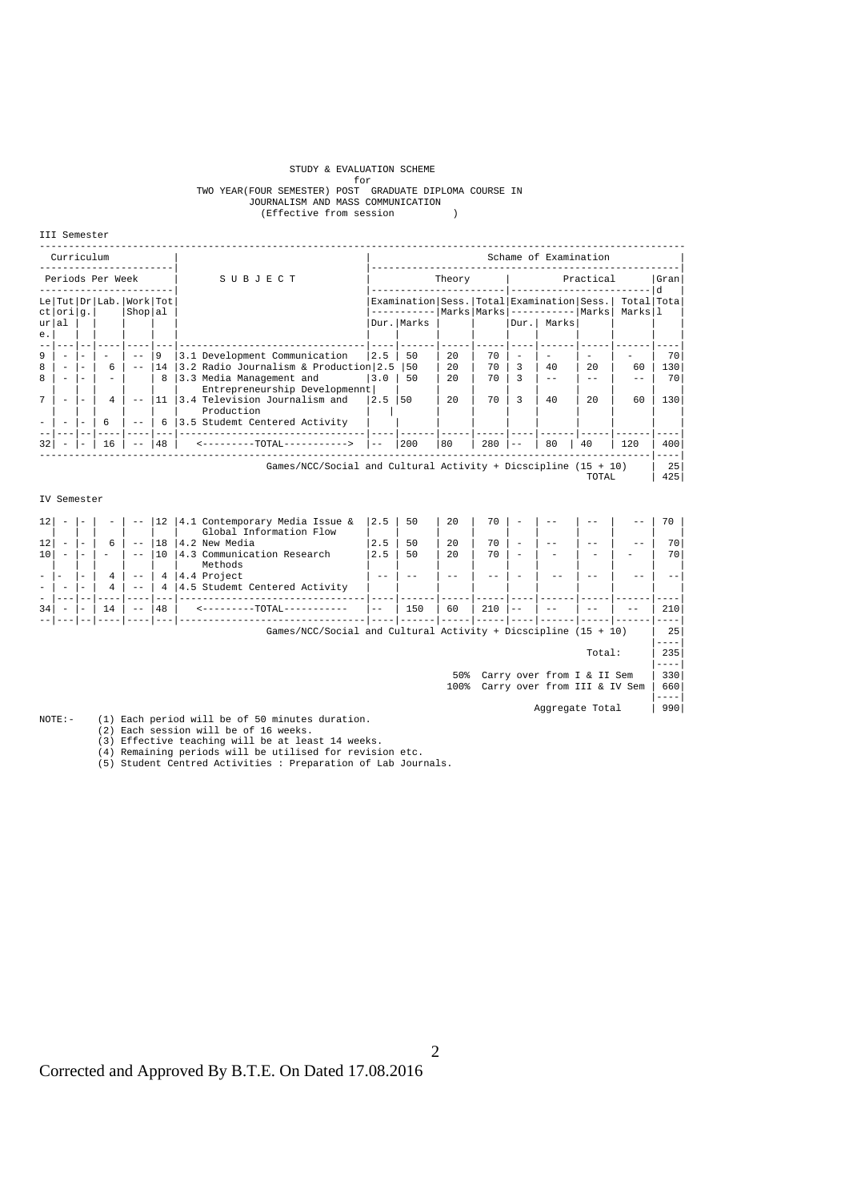STUDY & EVALUATION SCHEME
for
TWO YEAR(FOUR SEMESTER) POST GRADUATE DIPLOMA COURSE IN
JOURNALISM AND MASS COMMUNICATION
(Effective from session )

III Semester

| Curriculum | | | | | | | Schame of Examination | | | | | | | | | |
|---|---|---|---|---|---|---|---|---|---|---|---|---|---|---|---|---|
| Periods Per Week | | | | | | SUBJECT | Theory | | | | Practical | | | | | Grand Total |
| Lecture | Tutorial | Drg. | Lab. | Work Shop | Total | | Examination Dur. | Examination Marks | Sess. Marks | Total Marks | Examination Dur. | Examination Marks | Sess. Marks | Total Marks | | |
| 9 | - | - | - | -- | 9 | 3.1 Development Communication | 2.5 | 50 | 20 | 70 | - | - | - | - | | 70 |
| 8 | - | - | 6 | -- | 14 | 3.2 Radio Journalism & Production | 2.5 | 50 | 20 | 70 | 3 | 40 | 20 | 60 | | 130 |
| 8 | - | - | - | | 8 | 3.3 Media Management and Entrepreneurship Developmennt | 3.0 | 50 | 20 | 70 | 3 | -- | -- | -- | | 70 |
| 7 | - | - | 4 | -- | 11 | 3.4 Television Journalism and Production | 2.5 | 50 | 20 | 70 | 3 | 40 | 20 | 60 | | 130 |
| - | - | - | 6 | -- | 6 | 3.5 Studemt Centered Activity | | | | | | | | | | |
| 32 | - | - | 16 | -- | 48 | <---------TOTAL----------> | -- | 200 | 80 | 280 | -- | 80 | 40 | 120 | | 400 |
| | | | | | | Games/NCC/Social and Cultural Activity + Dicscipline (15 + 10) | | | | | | | | | | 25 |
| | | | | | | TOTAL | | | | | | | | | | 425 |

IV Semester

| Lecture | Tutorial | Drg. | Lab. | Work Shop | Total | SUBJECT | Examination Dur. | Examination Marks | Sess. Marks | Total Marks | Examination Dur. | Examination Marks | Sess. Marks | Total Marks | Grand Total |
|---|---|---|---|---|---|---|---|---|---|---|---|---|---|---|---|
| 12 | - | - | - | -- | 12 | 4.1 Contemporary Media Issue & Global Information Flow | 2.5 | 50 | 20 | 70 | - | -- | -- | -- | 70 |
| 12 | - | - | 6 | -- | 18 | 4.2 New Media | 2.5 | 50 | 20 | 70 | - | -- | -- | -- | 70 |
| 10 | - | - | - | -- | 10 | 4.3 Communication Research Methods | 2.5 | 50 | 20 | 70 | - | - | - | - | 70 |
| - | - | - | 4 | -- | 4 | 4.4 Project | -- | -- | -- | -- | - | -- | -- | -- | -- |
| - | - | - | 4 | -- | 4 | 4.5 Studemt Centered Activity | | | | | | | | | |
| 34 | - | - | 14 | -- | 48 | <---------TOTAL---------- | -- | 150 | 60 | 210 | -- | -- | -- | -- | 210 |
| | | | | | | Games/NCC/Social and Cultural Activity + Dicscipline (15 + 10) | | | | | | | | | 25 |
| | | | | | | Total: | | | | | | | | | 235 |
| | | | | | | 50% Carry over from I & II Sem | | | | | | | | | 330 |
| | | | | | | 100% Carry over from III & IV Sem | | | | | | | | | 660 |
| | | | | | | Aggregate Total | | | | | | | | | 990 |

NOTE:-
(1) Each period will be of 50 minutes duration.
(2) Each session will be of 16 weeks.
(3) Effective teaching will be at least 14 weeks.
(4) Remaining periods will be utilised for revision etc.
(5) Student Centred Activities : Preparation of Lab Journals.

Corrected and Approved By B.T.E. On Dated 17.08.2016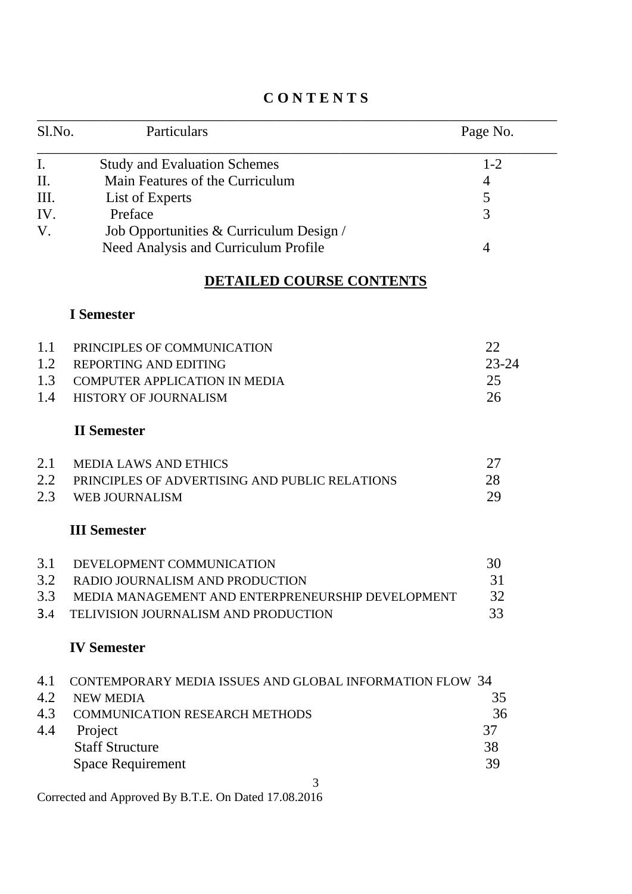# C O N T E N T S

| Sl.No. | Particulars | Page No. |
|---|---|---|
| I. | Study and Evaluation Schemes | 1-2 |
| II. | Main Features of the Curriculum | 4 |
| III. | List of Experts | 5 |
| IV. | Preface | 3 |
| V. | Job Opportunities & Curriculum Design / Need Analysis and Curriculum Profile | 4 |

## DETAILED COURSE CONTENTS

### I Semester

| | | |
|---|---|---|
| 1.1 | PRINCIPLES OF COMMUNICATION | 22 |
| 1.2 | REPORTING AND EDITING | 23-24 |
| 1.3 | COMPUTER APPLICATION IN MEDIA | 25 |
| 1.4 | HISTORY OF JOURNALISM | 26 |

### II Semester

| | | |
|---|---|---|
| 2.1 | MEDIA LAWS AND ETHICS | 27 |
| 2.2 | PRINCIPLES OF ADVERTISING AND PUBLIC RELATIONS | 28 |
| 2.3 | WEB JOURNALISM | 29 |

### III Semester

| | | |
|---|---|---|
| 3.1 | DEVELOPMENT COMMUNICATION | 30 |
| 3.2 | RADIO JOURNALISM AND PRODUCTION | 31 |
| 3.3 | MEDIA MANAGEMENT AND ENTERPRENEURSHIP DEVELOPMENT | 32 |
| 3.4 | TELIVISION JOURNALISM AND PRODUCTION | 33 |

### IV Semester

| | | |
|---|---|---|
| 4.1 | CONTEMPORARY MEDIA ISSUES AND GLOBAL INFORMATION FLOW | 34 |
| 4.2 | NEW MEDIA | 35 |
| 4.3 | COMMUNICATION RESEARCH METHODS | 36 |
| 4.4 | Project | 37 |
| | Staff Structure | 38 |
| | Space Requirement | 39 |

Corrected and Approved By B.T.E. On Dated 17.08.2016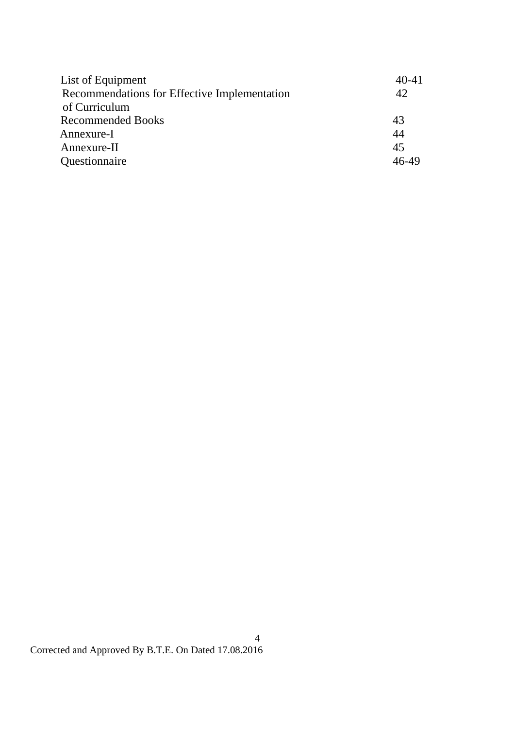| | |
|---|---|
| List of Equipment | 40-41 |
| Recommendations for Effective Implementation of Curriculum | 42 |
| Recommended Books | 43 |
| Annexure-I | 44 |
| Annexure-II | 45 |
| Questionnaire | 46-49 |

Corrected and Approved By B.T.E. On Dated 17.08.2016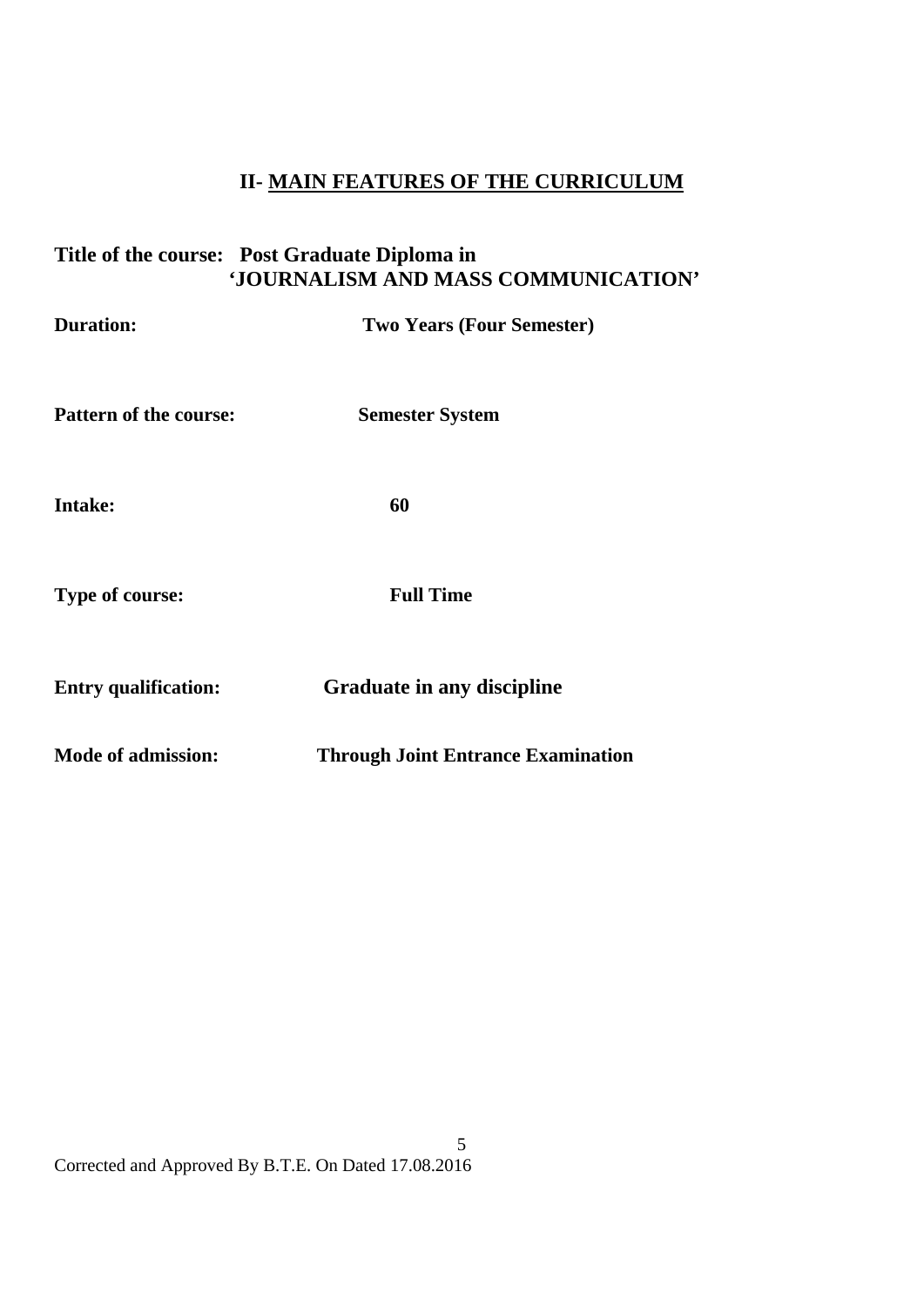## II- MAIN FEATURES OF THE CURRICULUM

**Title of the course:** **Post Graduate Diploma in 'JOURNALISM AND MASS COMMUNICATION'**

**Duration:** **Two Years (Four Semester)**

**Pattern of the course:** **Semester System**

**Intake:** **60**

**Type of course:** **Full Time**

**Entry qualification:** **Graduate in any discipline**

**Mode of admission:** **Through Joint Entrance Examination**

Corrected and Approved By B.T.E. On Dated 17.08.2016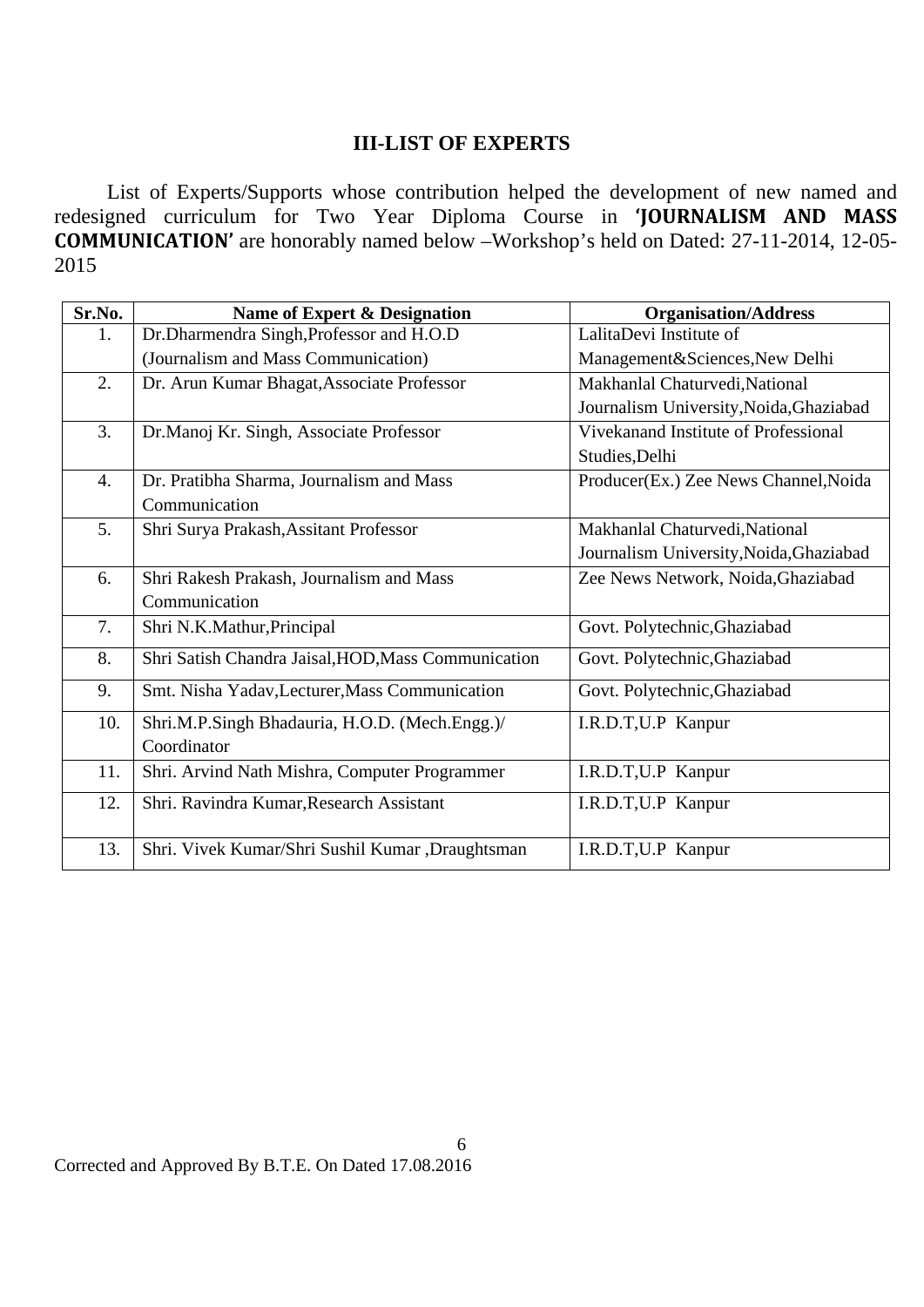## III-LIST OF EXPERTS

List of Experts/Supports whose contribution helped the development of new named and redesigned curriculum for Two Year Diploma Course in **'JOURNALISM AND MASS COMMUNICATION'** are honorably named below –Workshop's held on Dated: 27-11-2014, 12-05-2015

| Sr.No. | Name of Expert & Designation | Organisation/Address |
|---|---|---|
| 1. | Dr.Dharmendra Singh,Professor and H.O.D (Journalism and Mass Communication) | LalitaDevi Institute of Management&Sciences,New Delhi |
| 2. | Dr. Arun Kumar Bhagat,Associate Professor | Makhanlal Chaturvedi,National Journalism University,Noida,Ghaziabad |
| 3. | Dr.Manoj Kr. Singh, Associate Professor | Vivekanand Institute of Professional Studies,Delhi |
| 4. | Dr. Pratibha Sharma, Journalism and Mass Communication | Producer(Ex.) Zee News Channel,Noida |
| 5. | Shri Surya Prakash,Assitant Professor | Makhanlal Chaturvedi,National Journalism University,Noida,Ghaziabad |
| 6. | Shri Rakesh Prakash, Journalism and Mass Communication | Zee News Network, Noida,Ghaziabad |
| 7. | Shri N.K.Mathur,Principal | Govt. Polytechnic,Ghaziabad |
| 8. | Shri Satish Chandra Jaisal,HOD,Mass Communication | Govt. Polytechnic,Ghaziabad |
| 9. | Smt. Nisha Yadav,Lecturer,Mass Communication | Govt. Polytechnic,Ghaziabad |
| 10. | Shri.M.P.Singh Bhadauria, H.O.D. (Mech.Engg.)/ Coordinator | I.R.D.T,U.P Kanpur |
| 11. | Shri. Arvind Nath Mishra, Computer Programmer | I.R.D.T,U.P Kanpur |
| 12. | Shri. Ravindra Kumar,Research Assistant | I.R.D.T,U.P Kanpur |
| 13. | Shri. Vivek Kumar/Shri Sushil Kumar ,Draughtsman | I.R.D.T,U.P Kanpur |

Corrected and Approved By B.T.E. On Dated 17.08.2016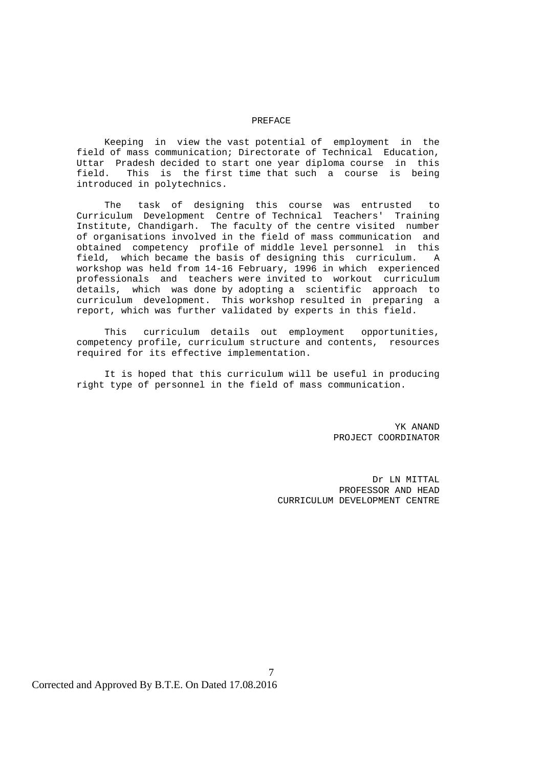# PREFACE

Keeping in view the vast potential of employment in the field of mass communication; Directorate of Technical Education, Uttar Pradesh decided to start one year diploma course in this field. This is the first time that such a course is being introduced in polytechnics.

The task of designing this course was entrusted to Curriculum Development Centre of Technical Teachers' Training Institute, Chandigarh. The faculty of the centre visited number of organisations involved in the field of mass communication and obtained competency profile of middle level personnel in this field, which became the basis of designing this curriculum. A workshop was held from 14-16 February, 1996 in which experienced professionals and teachers were invited to workout curriculum details, which was done by adopting a scientific approach to curriculum development. This workshop resulted in preparing a report, which was further validated by experts in this field.

This curriculum details out employment opportunities, competency profile, curriculum structure and contents, resources required for its effective implementation.

It is hoped that this curriculum will be useful in producing right type of personnel in the field of mass communication.

YK ANAND
PROJECT COORDINATOR

Dr LN MITTAL
PROFESSOR AND HEAD
CURRICULUM DEVELOPMENT CENTRE

Corrected and Approved By B.T.E. On Dated 17.08.2016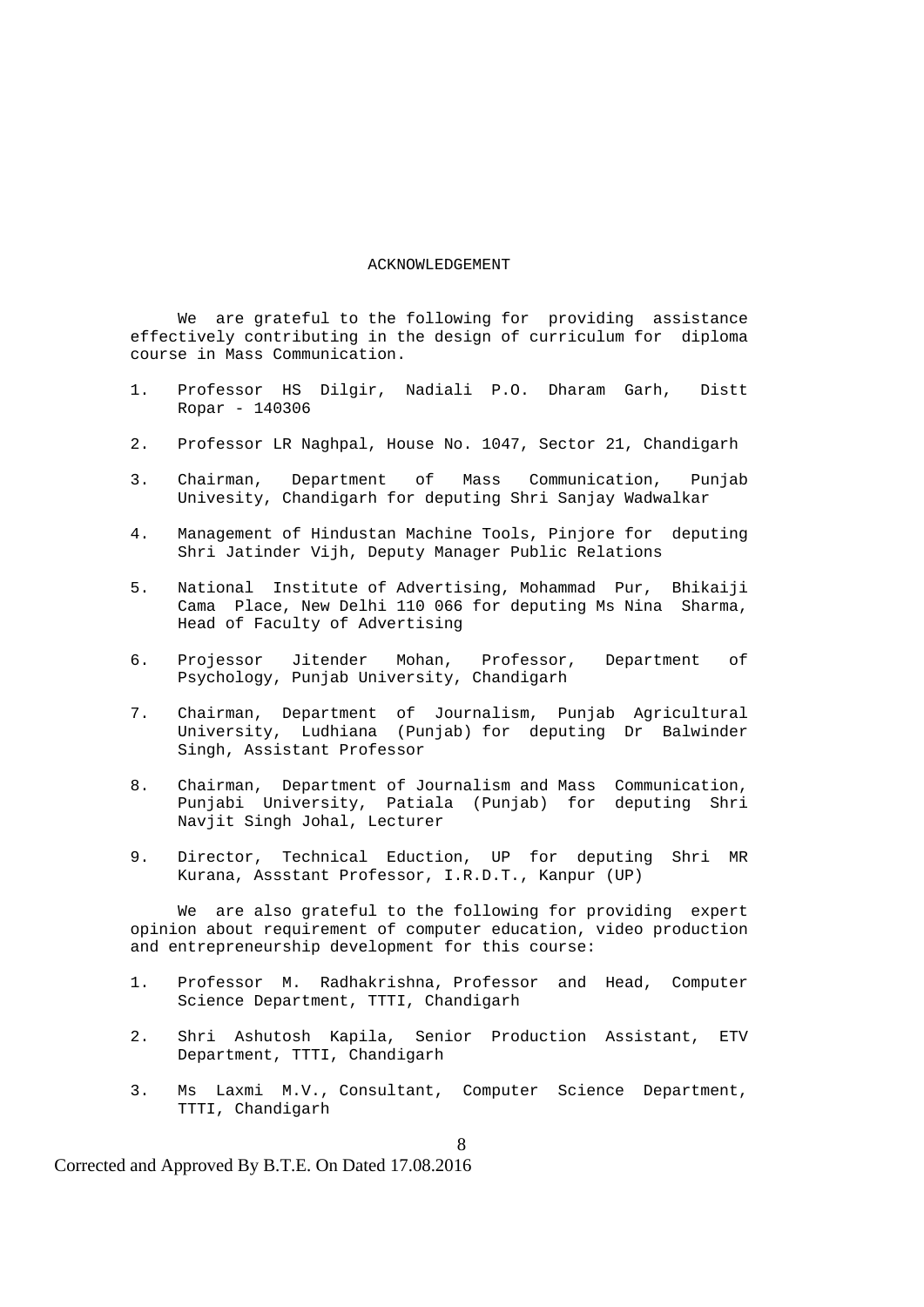# ACKNOWLEDGEMENT

We are grateful to the following for providing assistance effectively contributing in the design of curriculum for diploma course in Mass Communication.

1. Professor HS Dilgir, Nadiali P.O. Dharam Garh, Distt Ropar - 140306
2. Professor LR Naghpal, House No. 1047, Sector 21, Chandigarh
3. Chairman, Department of Mass Communication, Punjab Univesity, Chandigarh for deputing Shri Sanjay Wadwalkar
4. Management of Hindustan Machine Tools, Pinjore for deputing Shri Jatinder Vijh, Deputy Manager Public Relations
5. National Institute of Advertising, Mohammad Pur, Bhikaiji Cama Place, New Delhi 110 066 for deputing Ms Nina Sharma, Head of Faculty of Advertising
6. Projessor Jitender Mohan, Professor, Department of Psychology, Punjab University, Chandigarh
7. Chairman, Department of Journalism, Punjab Agricultural University, Ludhiana (Punjab) for deputing Dr Balwinder Singh, Assistant Professor
8. Chairman, Department of Journalism and Mass Communication, Punjabi University, Patiala (Punjab) for deputing Shri Navjit Singh Johal, Lecturer
9. Director, Technical Eduction, UP for deputing Shri MR Kurana, Assstant Professor, I.R.D.T., Kanpur (UP)

We are also grateful to the following for providing expert opinion about requirement of computer education, video production and entrepreneurship development for this course:

1. Professor M. Radhakrishna, Professor and Head, Computer Science Department, TTTI, Chandigarh
2. Shri Ashutosh Kapila, Senior Production Assistant, ETV Department, TTTI, Chandigarh
3. Ms Laxmi M.V., Consultant, Computer Science Department, TTTI, Chandigarh

Corrected and Approved By B.T.E. On Dated 17.08.2016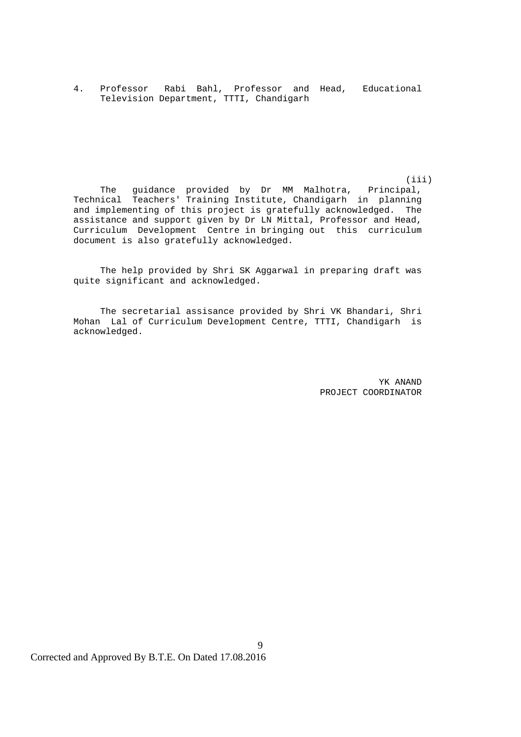4. Professor Rabi Bahl, Professor and Head, Educational Television Department, TTTI, Chandigarh

(iii)

The guidance provided by Dr MM Malhotra, Principal, Technical Teachers' Training Institute, Chandigarh in planning and implementing of this project is gratefully acknowledged. The assistance and support given by Dr LN Mittal, Professor and Head, Curriculum Development Centre in bringing out this curriculum document is also gratefully acknowledged.

The help provided by Shri SK Aggarwal in preparing draft was quite significant and acknowledged.

The secretarial assisance provided by Shri VK Bhandari, Shri Mohan Lal of Curriculum Development Centre, TTTI, Chandigarh is acknowledged.

YK ANAND
PROJECT COORDINATOR

Corrected and Approved By B.T.E. On Dated 17.08.2016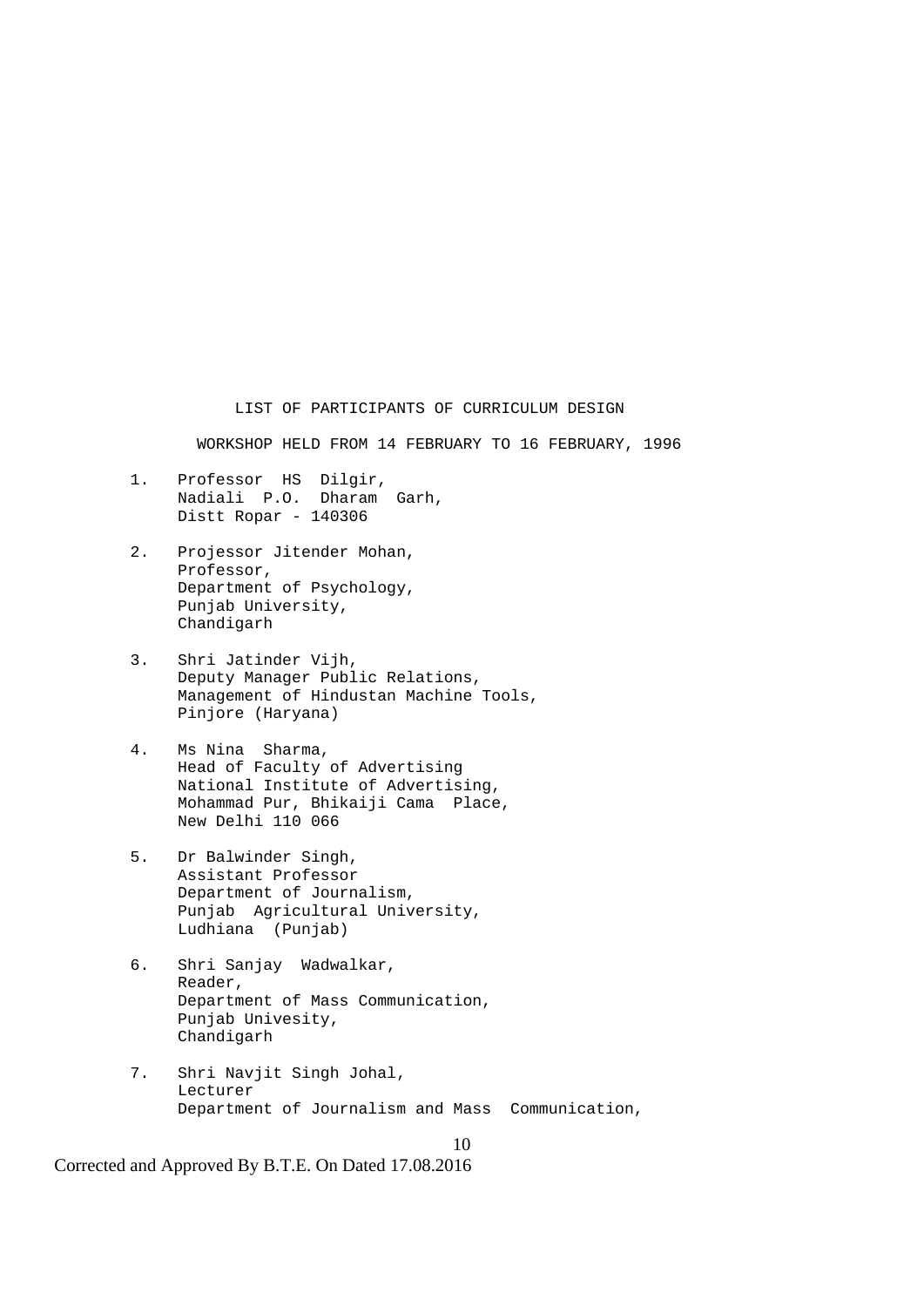## LIST OF PARTICIPANTS OF CURRICULUM DESIGN

## WORKSHOP HELD FROM 14 FEBRUARY TO 16 FEBRUARY, 1996

1. Professor HS Dilgir,
   Nadiali P.O. Dharam Garh,
   Distt Ropar - 140306

2. Projessor Jitender Mohan,
   Professor,
   Department of Psychology,
   Punjab University,
   Chandigarh

3. Shri Jatinder Vijh,
   Deputy Manager Public Relations,
   Management of Hindustan Machine Tools,
   Pinjore (Haryana)

4. Ms Nina Sharma,
   Head of Faculty of Advertising
   National Institute of Advertising,
   Mohammad Pur, Bhikaiji Cama Place,
   New Delhi 110 066

5. Dr Balwinder Singh,
   Assistant Professor
   Department of Journalism,
   Punjab Agricultural University,
   Ludhiana (Punjab)

6. Shri Sanjay Wadwalkar,
   Reader,
   Department of Mass Communication,
   Punjab Univesity,
   Chandigarh

7. Shri Navjit Singh Johal,
   Lecturer
   Department of Journalism and Mass Communication,

Corrected and Approved By B.T.E. On Dated 17.08.2016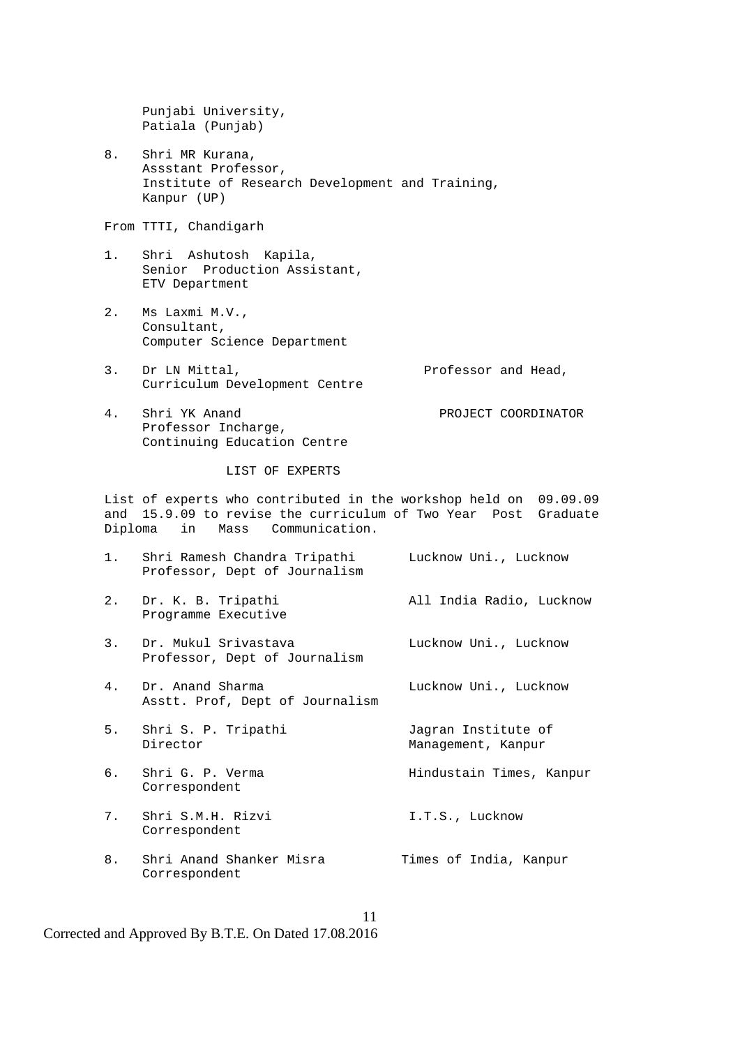Punjabi University,
Patiala (Punjab)

8. Shri MR Kurana,
   Assstant Professor,
   Institute of Research Development and Training,
   Kanpur (UP)

From TTTI, Chandigarh

1. Shri Ashutosh Kapila,
   Senior Production Assistant,
   ETV Department

2. Ms Laxmi M.V.,
   Consultant,
   Computer Science Department

3. Dr LN Mittal, Professor and Head,
   Curriculum Development Centre

4. Shri YK Anand PROJECT COORDINATOR
   Professor Incharge,
   Continuing Education Centre

## LIST OF EXPERTS

List of experts who contributed in the workshop held on 09.09.09 and 15.9.09 to revise the curriculum of Two Year Post Graduate Diploma in Mass Communication.

| | | |
|---|---|---|
| 1. | Shri Ramesh Chandra Tripathi<br>Professor, Dept of Journalism | Lucknow Uni., Lucknow |
| 2. | Dr. K. B. Tripathi<br>Programme Executive | All India Radio, Lucknow |
| 3. | Dr. Mukul Srivastava<br>Professor, Dept of Journalism | Lucknow Uni., Lucknow |
| 4. | Dr. Anand Sharma<br>Asstt. Prof, Dept of Journalism | Lucknow Uni., Lucknow |
| 5. | Shri S. P. Tripathi<br>Director | Jagran Institute of Management, Kanpur |
| 6. | Shri G. P. Verma<br>Correspondent | Hindustain Times, Kanpur |
| 7. | Shri S.M.H. Rizvi<br>Correspondent | I.T.S., Lucknow |
| 8. | Shri Anand Shanker Misra<br>Correspondent | Times of India, Kanpur |

Corrected and Approved By B.T.E. On Dated 17.08.2016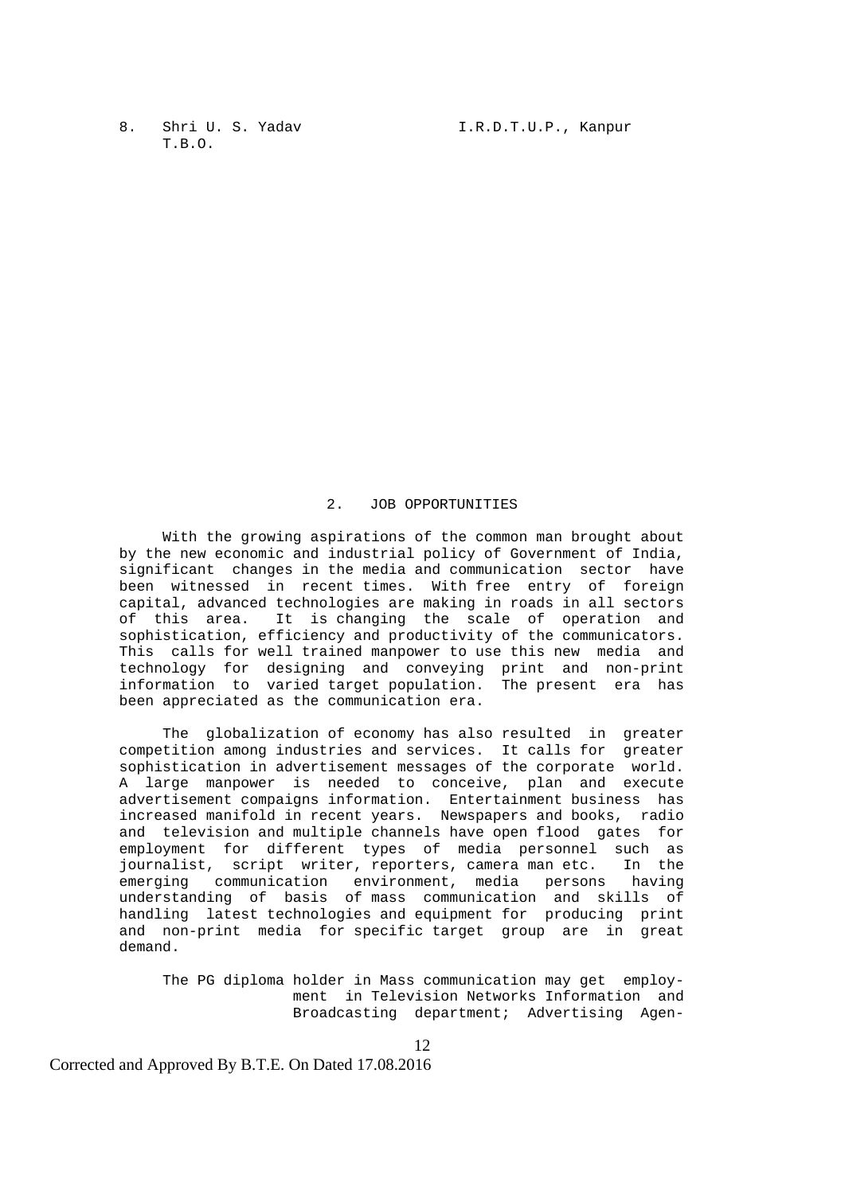8. Shri U. S. Yadav, T.B.O. — I.R.D.T.U.P., Kanpur

## 2. JOB OPPORTUNITIES

With the growing aspirations of the common man brought about by the new economic and industrial policy of Government of India, significant changes in the media and communication sector have been witnessed in recent times. With free entry of foreign capital, advanced technologies are making in roads in all sectors of this area. It is changing the scale of operation and sophistication, efficiency and productivity of the communicators. This calls for well trained manpower to use this new media and technology for designing and conveying print and non-print information to varied target population. The present era has been appreciated as the communication era.

The globalization of economy has also resulted in greater competition among industries and services. It calls for greater sophistication in advertisement messages of the corporate world. A large manpower is needed to conceive, plan and execute advertisement compaigns information. Entertainment business has increased manifold in recent years. Newspapers and books, radio and television and multiple channels have open flood gates for employment for different types of media personnel such as journalist, script writer, reporters, camera man etc. In the emerging communication environment, media persons having understanding of basis of mass communication and skills of handling latest technologies and equipment for producing print and non-print media for specific target group are in great demand.

The PG diploma holder in Mass communication may get employment in Television Networks Information and Broadcasting department; Advertising Agen-

Corrected and Approved By B.T.E. On Dated 17.08.2016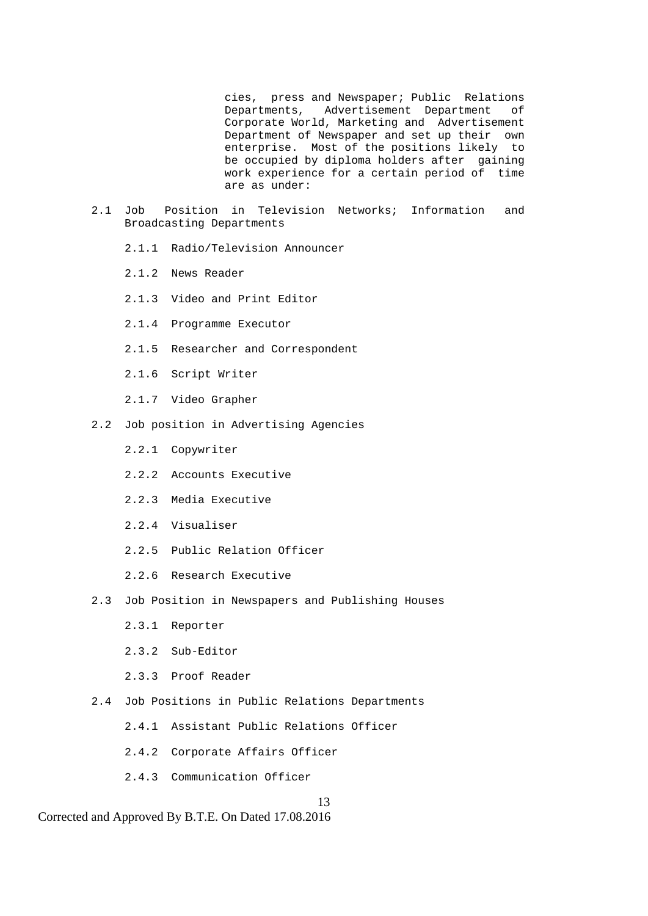cies, press and Newspaper; Public Relations Departments, Advertisement Department of Corporate World, Marketing and Advertisement Department of Newspaper and set up their own enterprise. Most of the positions likely to be occupied by diploma holders after gaining work experience for a certain period of time are as under:

2.1 Job Position in Television Networks; Information and Broadcasting Departments

- 2.1.1 Radio/Television Announcer
- 2.1.2 News Reader
- 2.1.3 Video and Print Editor
- 2.1.4 Programme Executor
- 2.1.5 Researcher and Correspondent
- 2.1.6 Script Writer
- 2.1.7 Video Grapher

2.2 Job position in Advertising Agencies

- 2.2.1 Copywriter
- 2.2.2 Accounts Executive
- 2.2.3 Media Executive
- 2.2.4 Visualiser
- 2.2.5 Public Relation Officer
- 2.2.6 Research Executive

2.3 Job Position in Newspapers and Publishing Houses

- 2.3.1 Reporter
- 2.3.2 Sub-Editor
- 2.3.3 Proof Reader

2.4 Job Positions in Public Relations Departments

- 2.4.1 Assistant Public Relations Officer
- 2.4.2 Corporate Affairs Officer
- 2.4.3 Communication Officer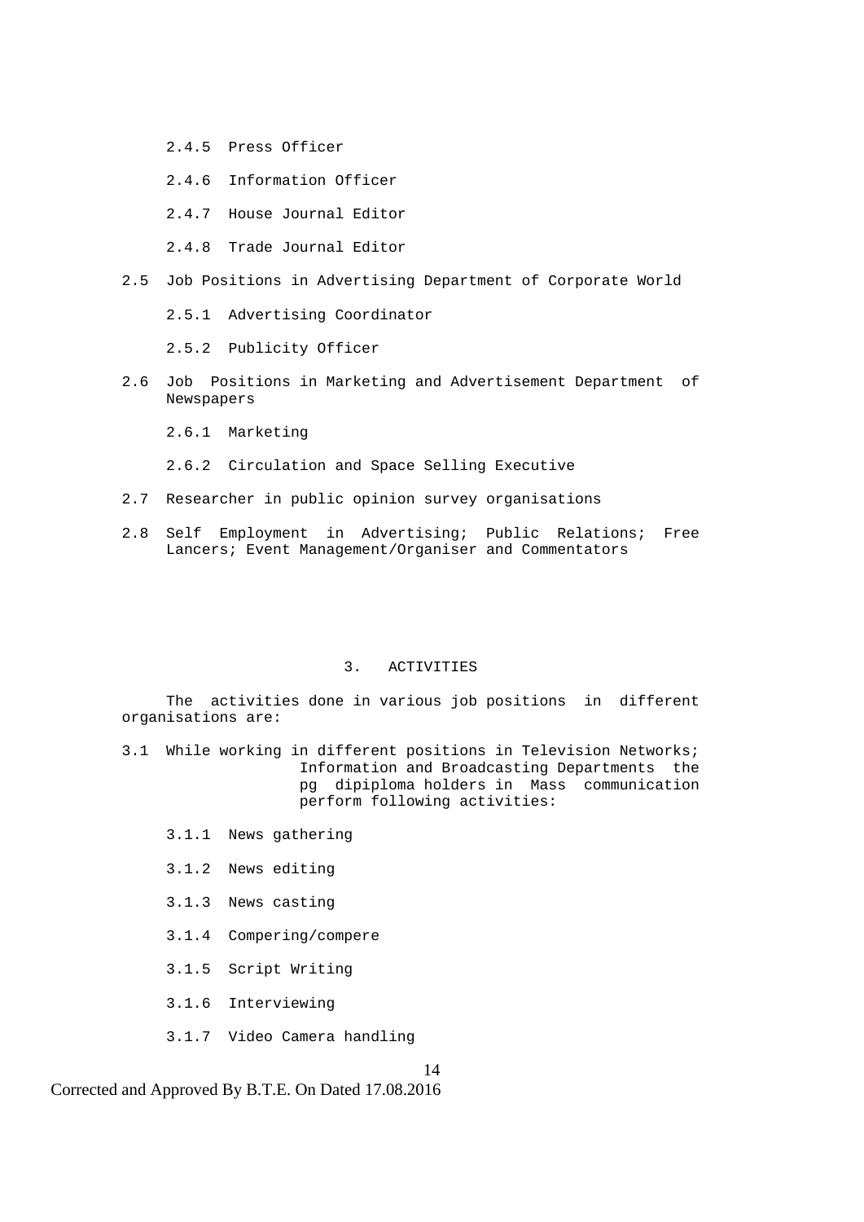2.4.5 Press Officer

2.4.6 Information Officer

2.4.7 House Journal Editor

2.4.8 Trade Journal Editor

2.5 Job Positions in Advertising Department of Corporate World

2.5.1 Advertising Coordinator

2.5.2 Publicity Officer

2.6 Job Positions in Marketing and Advertisement Department of Newspapers

2.6.1 Marketing

2.6.2 Circulation and Space Selling Executive

2.7 Researcher in public opinion survey organisations

2.8 Self Employment in Advertising; Public Relations; Free Lancers; Event Management/Organiser and Commentators

## 3. ACTIVITIES

The activities done in various job positions in different organisations are:

3.1 While working in different positions in Television Networks; Information and Broadcasting Departments the pg dipiploma holders in Mass communication perform following activities:

3.1.1 News gathering

3.1.2 News editing

3.1.3 News casting

3.1.4 Compering/compere

3.1.5 Script Writing

3.1.6 Interviewing

3.1.7 Video Camera handling

Corrected and Approved By B.T.E. On Dated 17.08.2016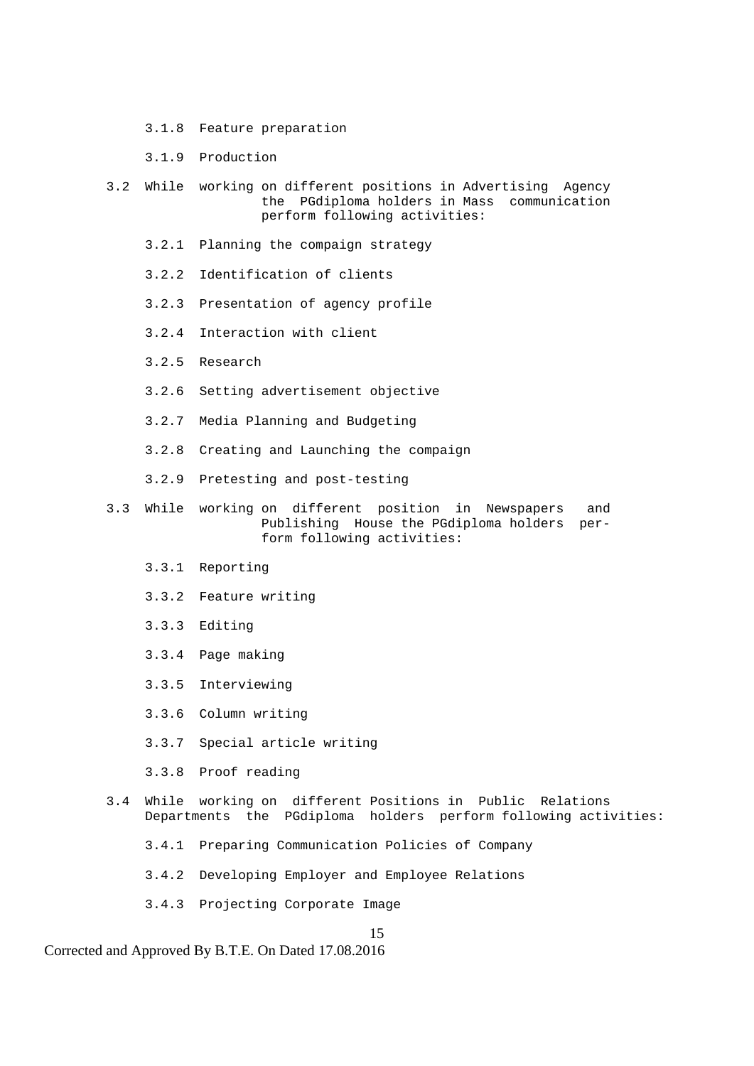3.1.8 Feature preparation

3.1.9 Production

3.2 While working on different positions in Advertising Agency the PGdiploma holders in Mass communication perform following activities:

3.2.1 Planning the compaign strategy

3.2.2 Identification of clients

3.2.3 Presentation of agency profile

3.2.4 Interaction with client

3.2.5 Research

3.2.6 Setting advertisement objective

3.2.7 Media Planning and Budgeting

3.2.8 Creating and Launching the compaign

3.2.9 Pretesting and post-testing

3.3 While working on different position in Newspapers and Publishing House the PGdiploma holders perform following activities:

3.3.1 Reporting

3.3.2 Feature writing

3.3.3 Editing

3.3.4 Page making

3.3.5 Interviewing

3.3.6 Column writing

3.3.7 Special article writing

3.3.8 Proof reading

3.4 While working on different Positions in Public Relations Departments the PGdiploma holders perform following activities:

3.4.1 Preparing Communication Policies of Company

3.4.2 Developing Employer and Employee Relations

3.4.3 Projecting Corporate Image

Corrected and Approved By B.T.E. On Dated 17.08.2016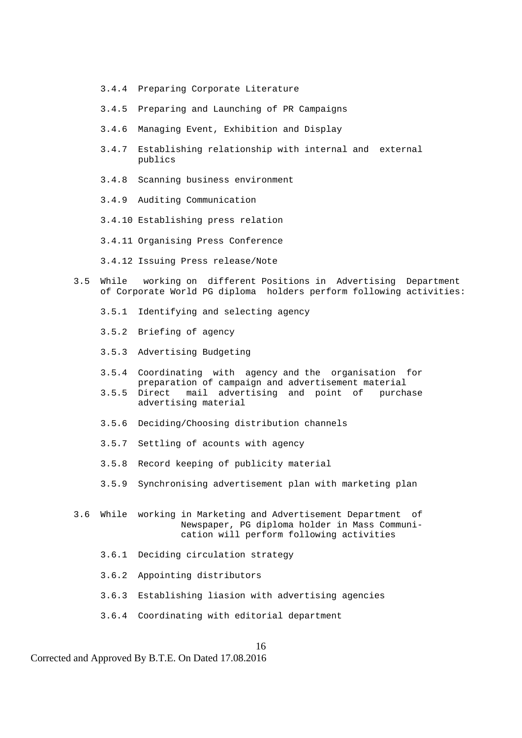- 3.4.4 Preparing Corporate Literature
- 3.4.5 Preparing and Launching of PR Campaigns
- 3.4.6 Managing Event, Exhibition and Display
- 3.4.7 Establishing relationship with internal and external publics
- 3.4.8 Scanning business environment
- 3.4.9 Auditing Communication
- 3.4.10 Establishing press relation
- 3.4.11 Organising Press Conference
- 3.4.12 Issuing Press release/Note

3.5 While working on different Positions in Advertising Department of Corporate World PG diploma holders perform following activities:

- 3.5.1 Identifying and selecting agency
- 3.5.2 Briefing of agency
- 3.5.3 Advertising Budgeting
- 3.5.4 Coordinating with agency and the organisation for preparation of campaign and advertisement material
- 3.5.5 Direct mail advertising and point of purchase advertising material
- 3.5.6 Deciding/Choosing distribution channels
- 3.5.7 Settling of acounts with agency
- 3.5.8 Record keeping of publicity material
- 3.5.9 Synchronising advertisement plan with marketing plan

3.6 While working in Marketing and Advertisement Department of Newspaper, PG diploma holder in Mass Communication will perform following activities

- 3.6.1 Deciding circulation strategy
- 3.6.2 Appointing distributors
- 3.6.3 Establishing liasion with advertising agencies
- 3.6.4 Coordinating with editorial department

Corrected and Approved By B.T.E. On Dated 17.08.2016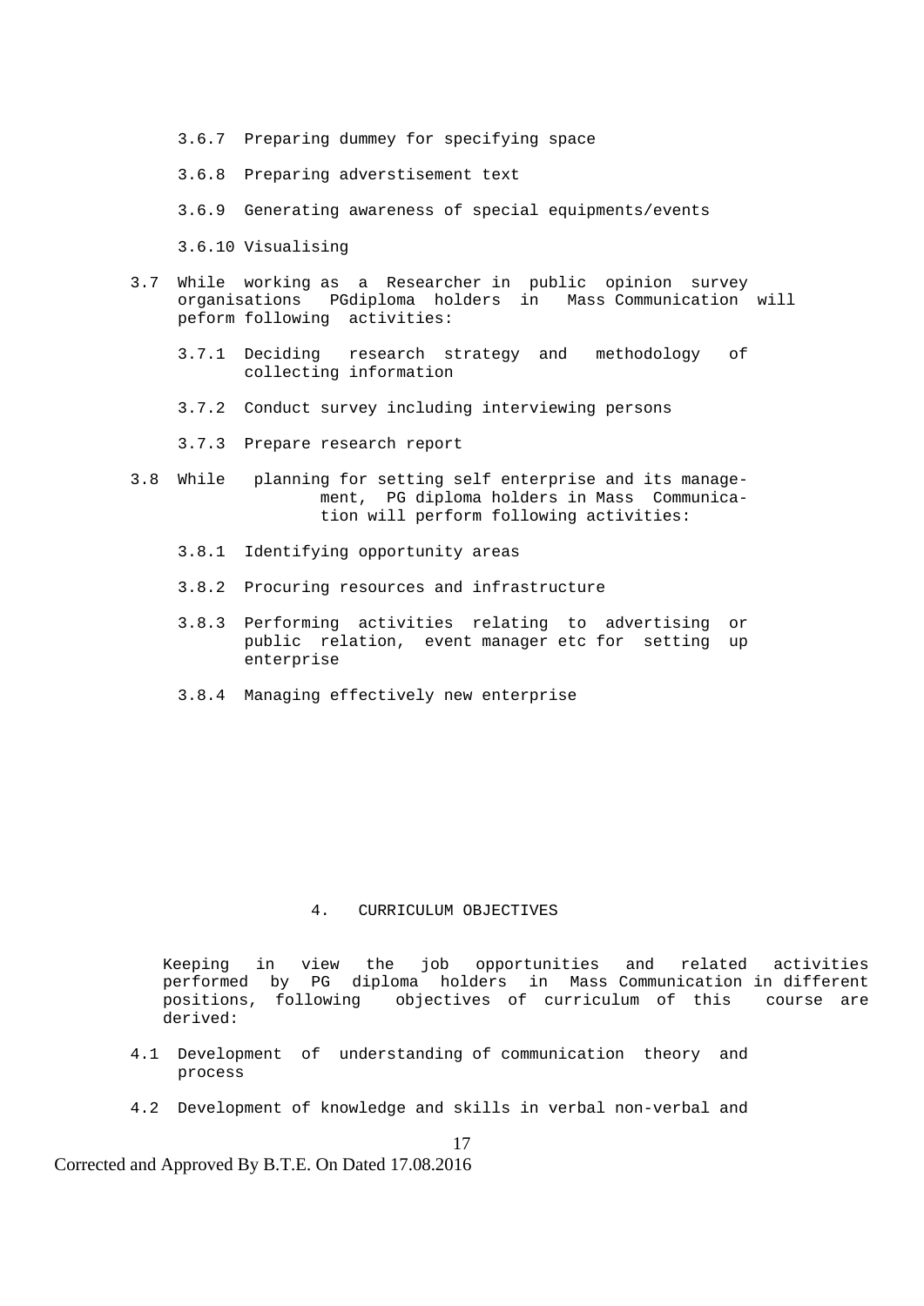3.6.7 Preparing dummey for specifying space

3.6.8 Preparing adverstisement text

3.6.9 Generating awareness of special equipments/events

3.6.10 Visualising

3.7 While working as a Researcher in public opinion survey organisations PGdiploma holders in Mass Communication will peform following activities:

3.7.1 Deciding research strategy and methodology of collecting information

3.7.2 Conduct survey including interviewing persons

3.7.3 Prepare research report

3.8 While planning for setting self enterprise and its management, PG diploma holders in Mass Communication will perform following activities:

3.8.1 Identifying opportunity areas

3.8.2 Procuring resources and infrastructure

3.8.3 Performing activities relating to advertising or public relation, event manager etc for setting up enterprise

3.8.4 Managing effectively new enterprise

## 4. CURRICULUM OBJECTIVES

Keeping in view the job opportunities and related activities performed by PG diploma holders in Mass Communication in different positions, following objectives of curriculum of this course are derived:

4.1 Development of understanding of communication theory and process

4.2 Development of knowledge and skills in verbal non-verbal and

Corrected and Approved By B.T.E. On Dated 17.08.2016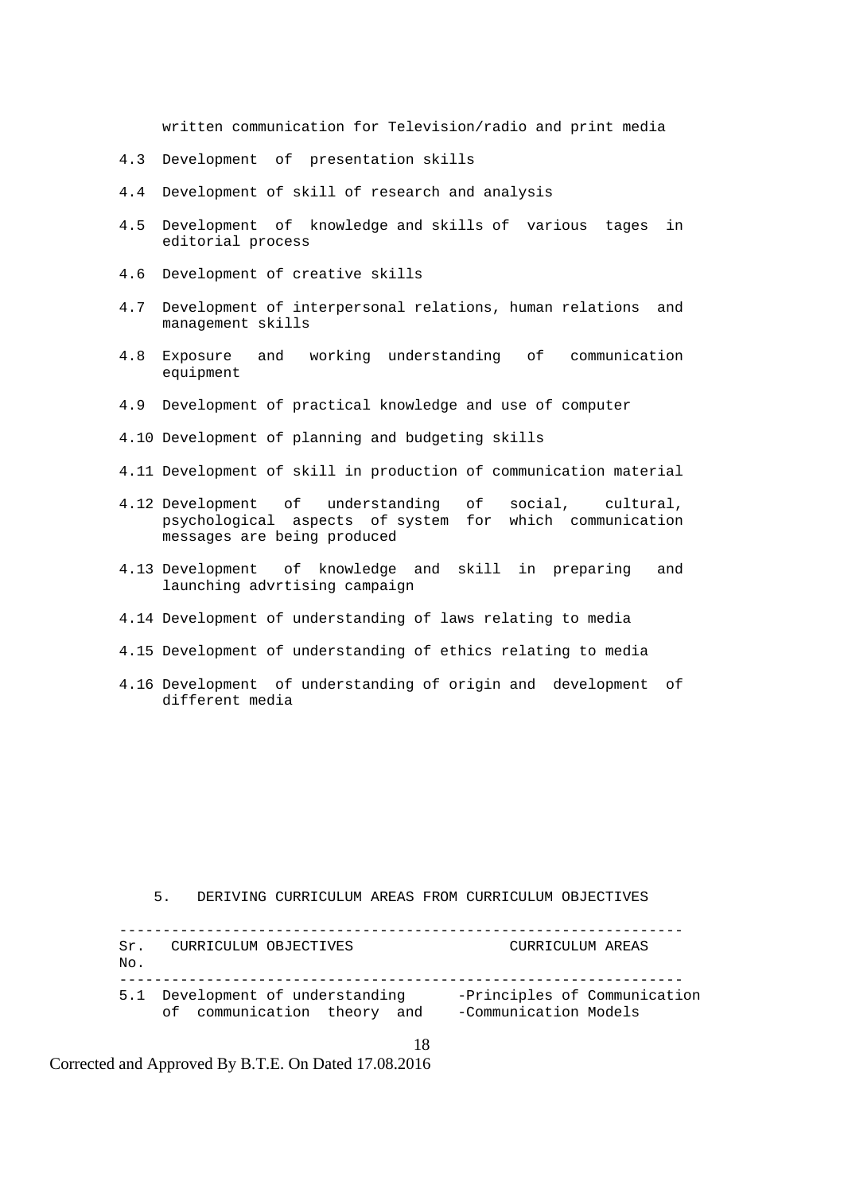written communication for Television/radio and print media

4.3 Development of presentation skills

4.4 Development of skill of research and analysis

4.5 Development of knowledge and skills of various tages in editorial process

4.6 Development of creative skills

4.7 Development of interpersonal relations, human relations and management skills

4.8 Exposure and working understanding of communication equipment

4.9 Development of practical knowledge and use of computer

4.10 Development of planning and budgeting skills

4.11 Development of skill in production of communication material

4.12 Development of understanding of social, cultural, psychological aspects of system for which communication messages are being produced

4.13 Development of knowledge and skill in preparing and launching advrtising campaign

4.14 Development of understanding of laws relating to media

4.15 Development of understanding of ethics relating to media

4.16 Development of understanding of origin and development of different media

## 5. DERIVING CURRICULUM AREAS FROM CURRICULUM OBJECTIVES

| Sr. No. | CURRICULUM OBJECTIVES | CURRICULUM AREAS |
|---|---|---|
| 5.1 | Development of understanding of communication theory and | -Principles of Communication<br>-Communication Models |

Corrected and Approved By B.T.E. On Dated 17.08.2016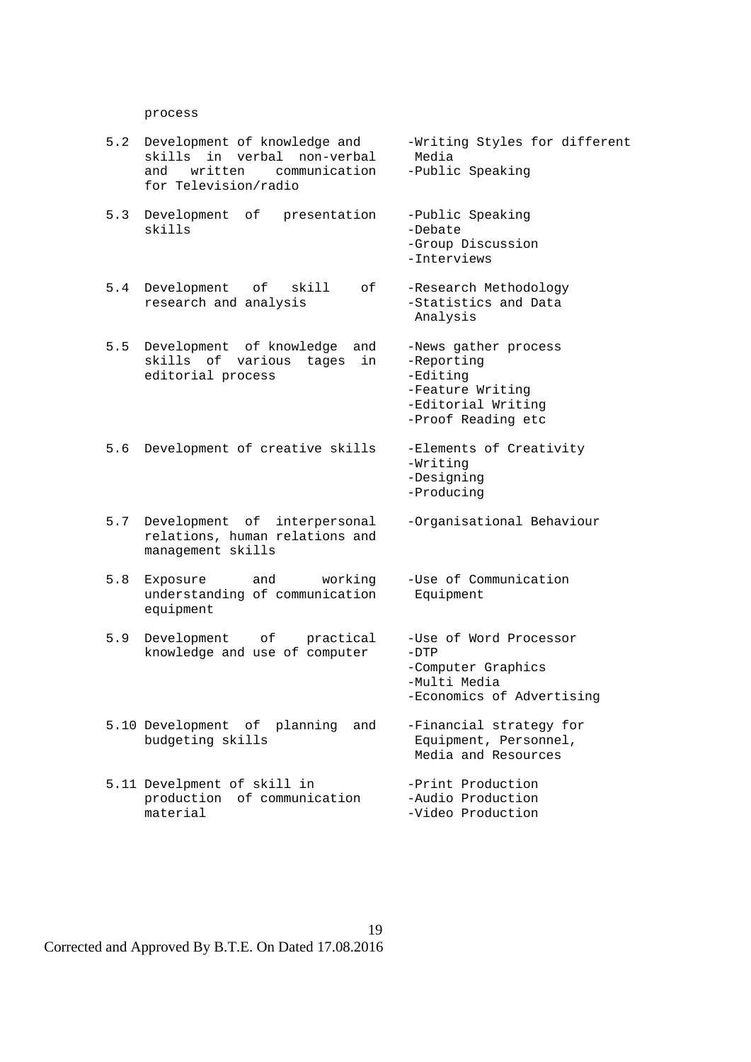process

| | | |
|---|---|---|
| 5.2 | Development of knowledge and skills in verbal non-verbal and written communication for Television/radio | -Writing Styles for different Media<br>-Public Speaking |
| 5.3 | Development of presentation skills | -Public Speaking<br>-Debate<br>-Group Discussion<br>-Interviews |
| 5.4 | Development of skill of research and analysis | -Research Methodology<br>-Statistics and Data Analysis |
| 5.5 | Development of knowledge and skills of various tages in editorial process | -News gather process<br>-Reporting<br>-Editing<br>-Feature Writing<br>-Editorial Writing<br>-Proof Reading etc |
| 5.6 | Development of creative skills | -Elements of Creativity<br>-Writing<br>-Designing<br>-Producing |
| 5.7 | Development of interpersonal relations, human relations and management skills | -Organisational Behaviour |
| 5.8 | Exposure and working understanding of communication equipment | -Use of Communication Equipment |
| 5.9 | Development of practical knowledge and use of computer | -Use of Word Processor<br>-DTP<br>-Computer Graphics<br>-Multi Media<br>-Economics of Advertising |
| 5.10 | Development of planning and budgeting skills | -Financial strategy for Equipment, Personnel, Media and Resources |
| 5.11 | Develpment of skill in production of communication material | -Print Production<br>-Audio Production<br>-Video Production |

Corrected and Approved By B.T.E. On Dated 17.08.2016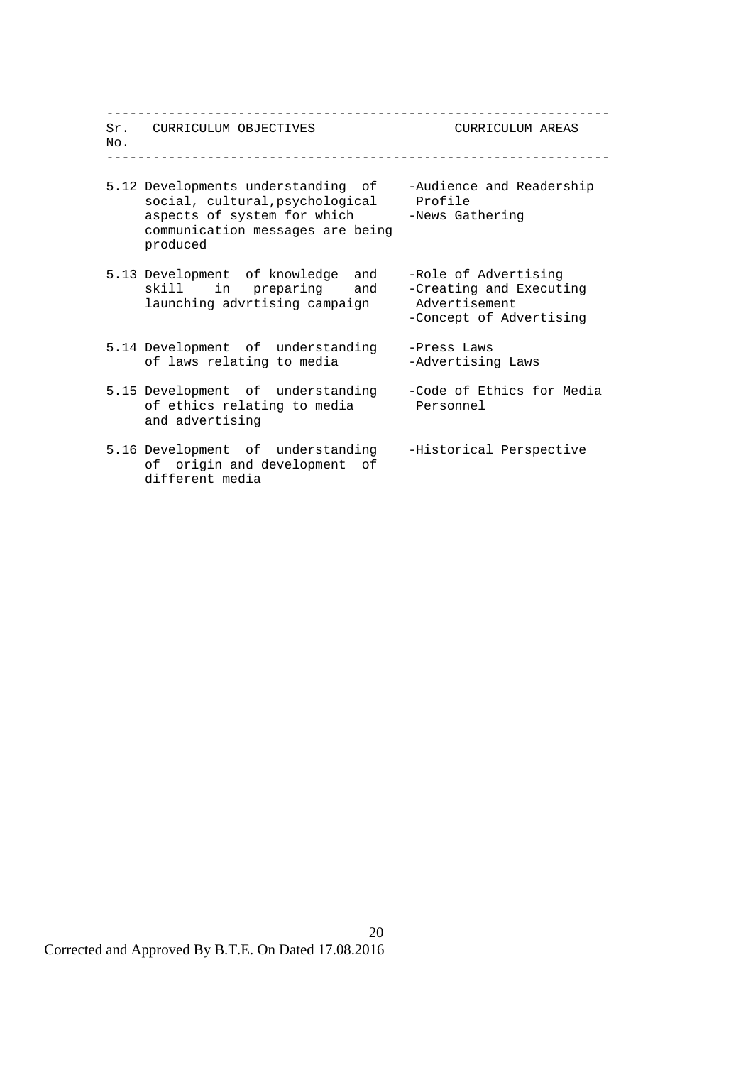| Sr. No. | CURRICULUM OBJECTIVES | CURRICULUM AREAS |
|---|---|---|
| 5.12 | Developments understanding of social, cultural,psychological aspects of system for which communication messages are being produced | -Audience and Readership Profile<br>-News Gathering |
| 5.13 | Development of knowledge and skill in preparing and launching advrtising campaign | -Role of Advertising<br>-Creating and Executing Advertisement<br>-Concept of Advertising |
| 5.14 | Development of understanding of laws relating to media | -Press Laws<br>-Advertising Laws |
| 5.15 | Development of understanding of ethics relating to media and advertising | -Code of Ethics for Media Personnel |
| 5.16 | Development of understanding of origin and development of different media | -Historical Perspective |

Corrected and Approved By B.T.E. On Dated 17.08.2016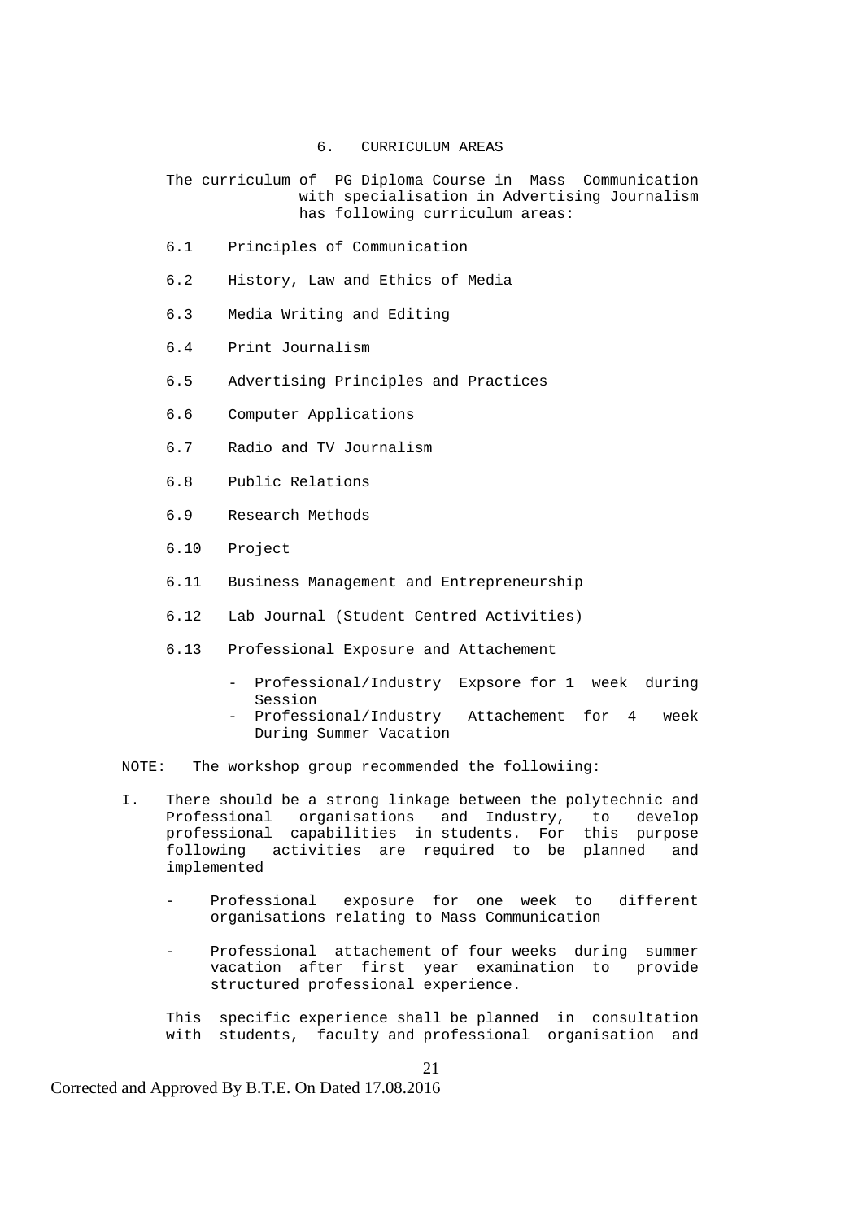## 6. CURRICULUM AREAS

The curriculum of PG Diploma Course in Mass Communication with specialisation in Advertising Journalism has following curriculum areas:

6.1 Principles of Communication

6.2 History, Law and Ethics of Media

6.3 Media Writing and Editing

6.4 Print Journalism

6.5 Advertising Principles and Practices

6.6 Computer Applications

6.7 Radio and TV Journalism

6.8 Public Relations

6.9 Research Methods

6.10 Project

6.11 Business Management and Entrepreneurship

6.12 Lab Journal (Student Centred Activities)

6.13 Professional Exposure and Attachement

- Professional/Industry Expsore for 1 week during Session
- Professional/Industry Attachement for 4 week During Summer Vacation

NOTE: The workshop group recommended the followiing:

I. There should be a strong linkage between the polytechnic and Professional organisations and Industry, to develop professional capabilities in students. For this purpose following activities are required to be planned and implemented

- Professional exposure for one week to different organisations relating to Mass Communication

- Professional attachement of four weeks during summer vacation after first year examination to provide structured professional experience.

This specific experience shall be planned in consultation with students, faculty and professional organisation and

Corrected and Approved By B.T.E. On Dated 17.08.2016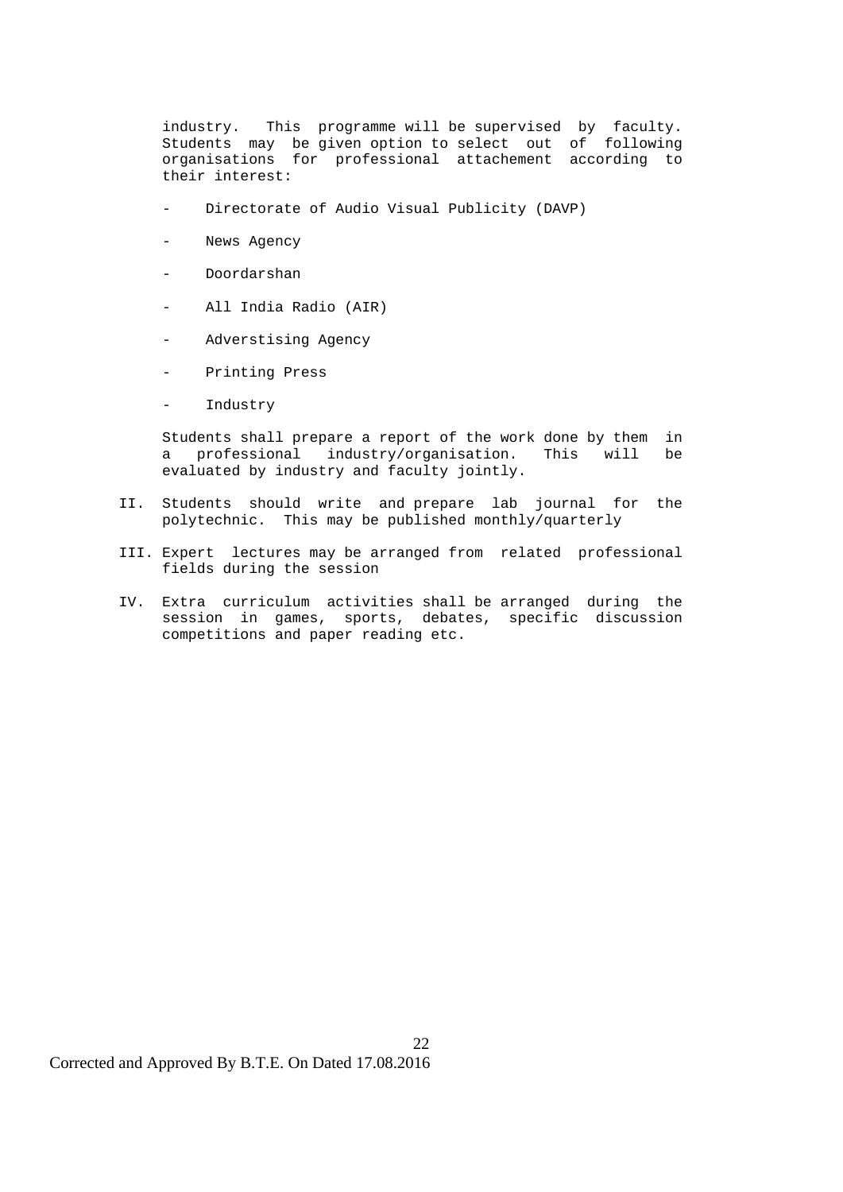industry. This programme will be supervised by faculty. Students may be given option to select out of following organisations for professional attachement according to their interest:

- Directorate of Audio Visual Publicity (DAVP)
- News Agency
- Doordarshan
- All India Radio (AIR)
- Adverstising Agency
- Printing Press
- Industry

Students shall prepare a report of the work done by them in a professional industry/organisation. This will be evaluated by industry and faculty jointly.

II. Students should write and prepare lab journal for the polytechnic. This may be published monthly/quarterly

III. Expert lectures may be arranged from related professional fields during the session

IV. Extra curriculum activities shall be arranged during the session in games, sports, debates, specific discussion competitions and paper reading etc.

Corrected and Approved By B.T.E. On Dated 17.08.2016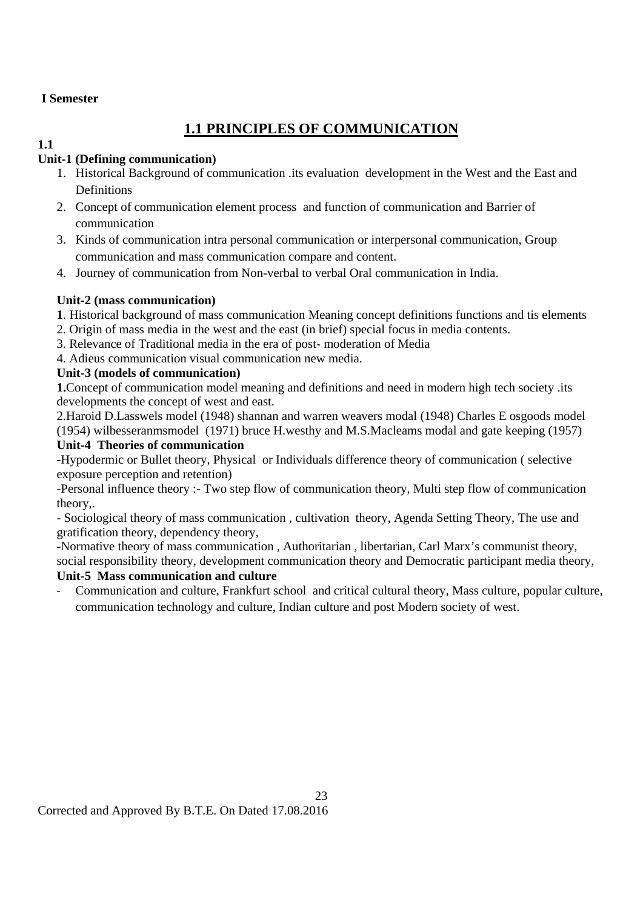**I Semester**

# 1.1 PRINCIPLES OF COMMUNICATION

**1.1**

**Unit-1 (Defining communication)**

1. Historical Background of communication .its evaluation development in the West and the East and Definitions
2. Concept of communication element process and function of communication and Barrier of communication
3. Kinds of communication intra personal communication or interpersonal communication, Group communication and mass communication compare and content.
4. Journey of communication from Non-verbal to verbal Oral communication in India.

**Unit-2 (mass communication)**

**1**. Historical background of mass communication Meaning concept definitions functions and tis elements

2. Origin of mass media in the west and the east (in brief) special focus in media contents.

3. Relevance of Traditional media in the era of post- moderation of Media

4. Adieus communication visual communication new media.

**Unit-3 (models of communication)**

**1.**Concept of communication model meaning and definitions and need in modern high tech society .its developments the concept of west and east.

2.Haroid D.Lasswels model (1948) shannan and warren weavers modal (1948) Charles E osgoods model (1954) wilbesseranmsmodel (1971) bruce H.westhy and M.S.Macleams modal and gate keeping (1957)

**Unit-4 Theories of communication**

-Hypodermic or Bullet theory, Physical or Individuals difference theory of communication ( selective exposure perception and retention)

-Personal influence theory :- Two step flow of communication theory, Multi step flow of communication theory,.

- Sociological theory of mass communication , cultivation theory, Agenda Setting Theory, The use and gratification theory, dependency theory,

-Normative theory of mass communication , Authoritarian , libertarian, Carl Marx's communist theory, social responsibility theory, development communication theory and Democratic participant media theory,

**Unit-5 Mass communication and culture**

- Communication and culture, Frankfurt school and critical cultural theory, Mass culture, popular culture, communication technology and culture, Indian culture and post Modern society of west.

Corrected and Approved By B.T.E. On Dated 17.08.2016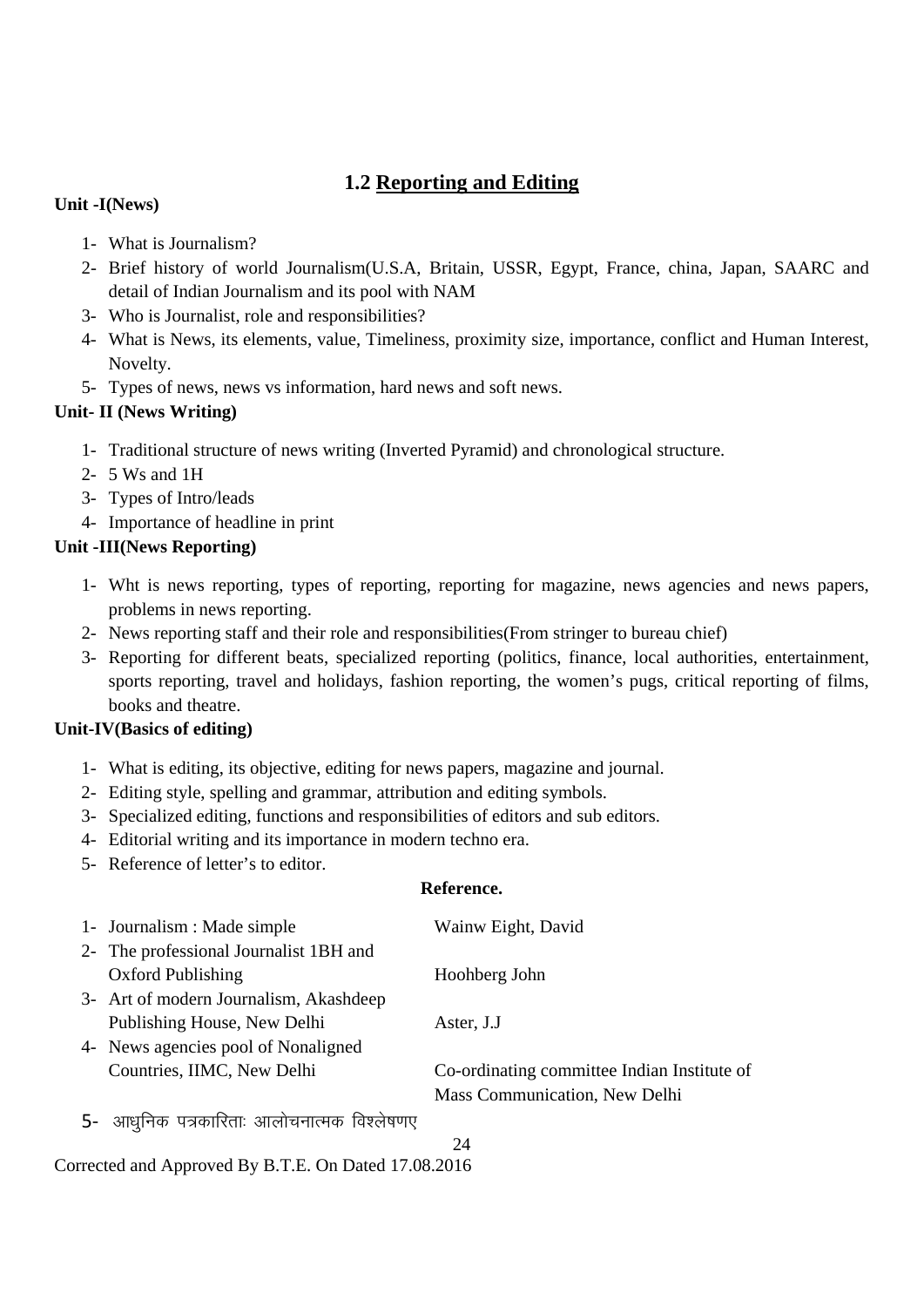## 1.2 Reporting and Editing

**Unit -I(News)**

1- What is Journalism?
2- Brief history of world Journalism(U.S.A, Britain, USSR, Egypt, France, china, Japan, SAARC and detail of Indian Journalism and its pool with NAM
3- Who is Journalist, role and responsibilities?
4- What is News, its elements, value, Timeliness, proximity size, importance, conflict and Human Interest, Novelty.
5- Types of news, news vs information, hard news and soft news.

**Unit- II (News Writing)**

1- Traditional structure of news writing (Inverted Pyramid) and chronological structure.
2- 5 Ws and 1H
3- Types of Intro/leads
4- Importance of headline in print

**Unit -III(News Reporting)**

1- Wht is news reporting, types of reporting, reporting for magazine, news agencies and news papers, problems in news reporting.
2- News reporting staff and their role and responsibilities(From stringer to bureau chief)
3- Reporting for different beats, specialized reporting (politics, finance, local authorities, entertainment, sports reporting, travel and holidays, fashion reporting, the women's pugs, critical reporting of films, books and theatre.

**Unit-IV(Basics of editing)**

1- What is editing, its objective, editing for news papers, magazine and journal.
2- Editing style, spelling and grammar, attribution and editing symbols.
3- Specialized editing, functions and responsibilities of editors and sub editors.
4- Editorial writing and its importance in modern techno era.
5- Reference of letter's to editor.

**Reference.**

| | |
|---|---|
| 1- Journalism : Made simple | Wainw Eight, David |
| 2- The professional Journalist 1BH and Oxford Publishing | Hoohberg John |
| 3- Art of modern Journalism, Akashdeep Publishing House, New Delhi | Aster, J.J |
| 4- News agencies pool of Nonaligned Countries, IIMC, New Delhi | Co-ordinating committee Indian Institute of Mass Communication, New Delhi |
| 5- आधुनिक पत्रकारिताः आलोचनात्मक विश्लेषणए | |

Corrected and Approved By B.T.E. On Dated 17.08.2016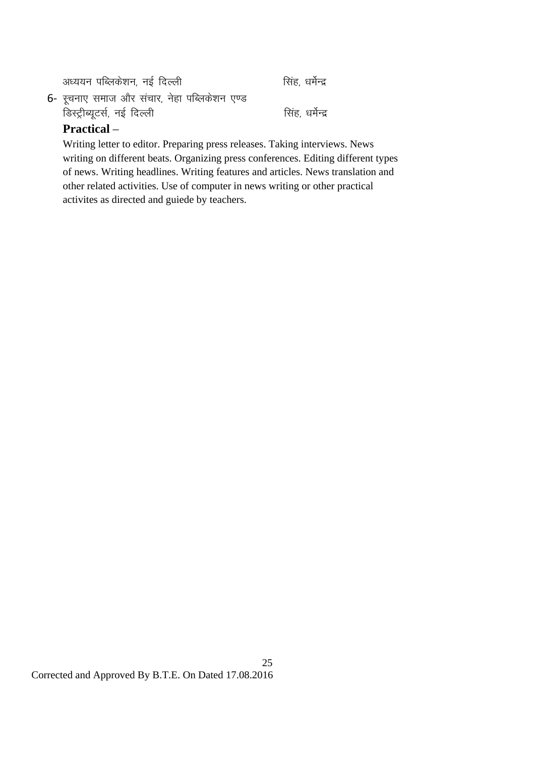अध्ययन पब्लिकेशन, नई दिल्ली — सिंह, धर्मेन्द्र

6- सूचनाए समाज और संचार, नेहा पब्लिकेशन एण्ड डिस्ट्रीब्यूटर्स, नई दिल्ली — सिंह, धर्मेन्द्र

**Practical** –

Writing letter to editor. Preparing press releases. Taking interviews. News writing on different beats. Organizing press conferences. Editing different types of news. Writing headlines. Writing features and articles. News translation and other related activities. Use of computer in news writing or other practical activites as directed and guiede by teachers.

Corrected and Approved By B.T.E. On Dated 17.08.2016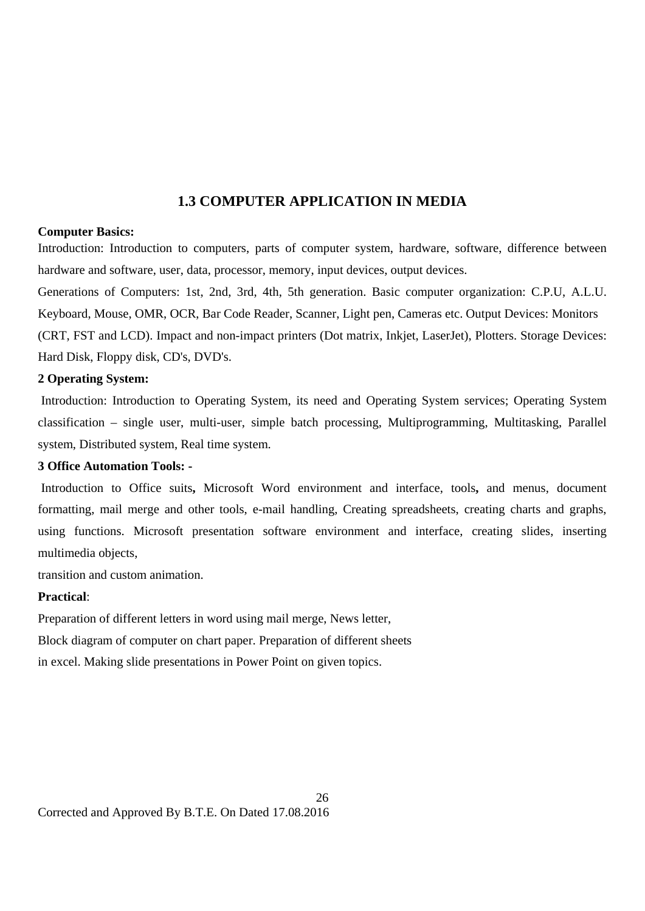## 1.3 COMPUTER APPLICATION IN MEDIA

**Computer Basics:**

Introduction: Introduction to computers, parts of computer system, hardware, software, difference between hardware and software, user, data, processor, memory, input devices, output devices.

Generations of Computers: 1st, 2nd, 3rd, 4th, 5th generation. Basic computer organization: C.P.U, A.L.U. Keyboard, Mouse, OMR, OCR, Bar Code Reader, Scanner, Light pen, Cameras etc. Output Devices: Monitors (CRT, FST and LCD). Impact and non-impact printers (Dot matrix, Inkjet, LaserJet), Plotters. Storage Devices: Hard Disk, Floppy disk, CD's, DVD's.

**2 Operating System:**

Introduction: Introduction to Operating System, its need and Operating System services; Operating System classification – single user, multi-user, simple batch processing, Multiprogramming, Multitasking, Parallel system, Distributed system, Real time system.

**3 Office Automation Tools: -**

Introduction to Office suits**,** Microsoft Word environment and interface, tools**,** and menus, document formatting, mail merge and other tools, e-mail handling, Creating spreadsheets, creating charts and graphs, using functions. Microsoft presentation software environment and interface, creating slides, inserting multimedia objects,
transition and custom animation.

**Practical**:

Preparation of different letters in word using mail merge, News letter,
Block diagram of computer on chart paper. Preparation of different sheets
in excel. Making slide presentations in Power Point on given topics.

Corrected and Approved By B.T.E. On Dated 17.08.2016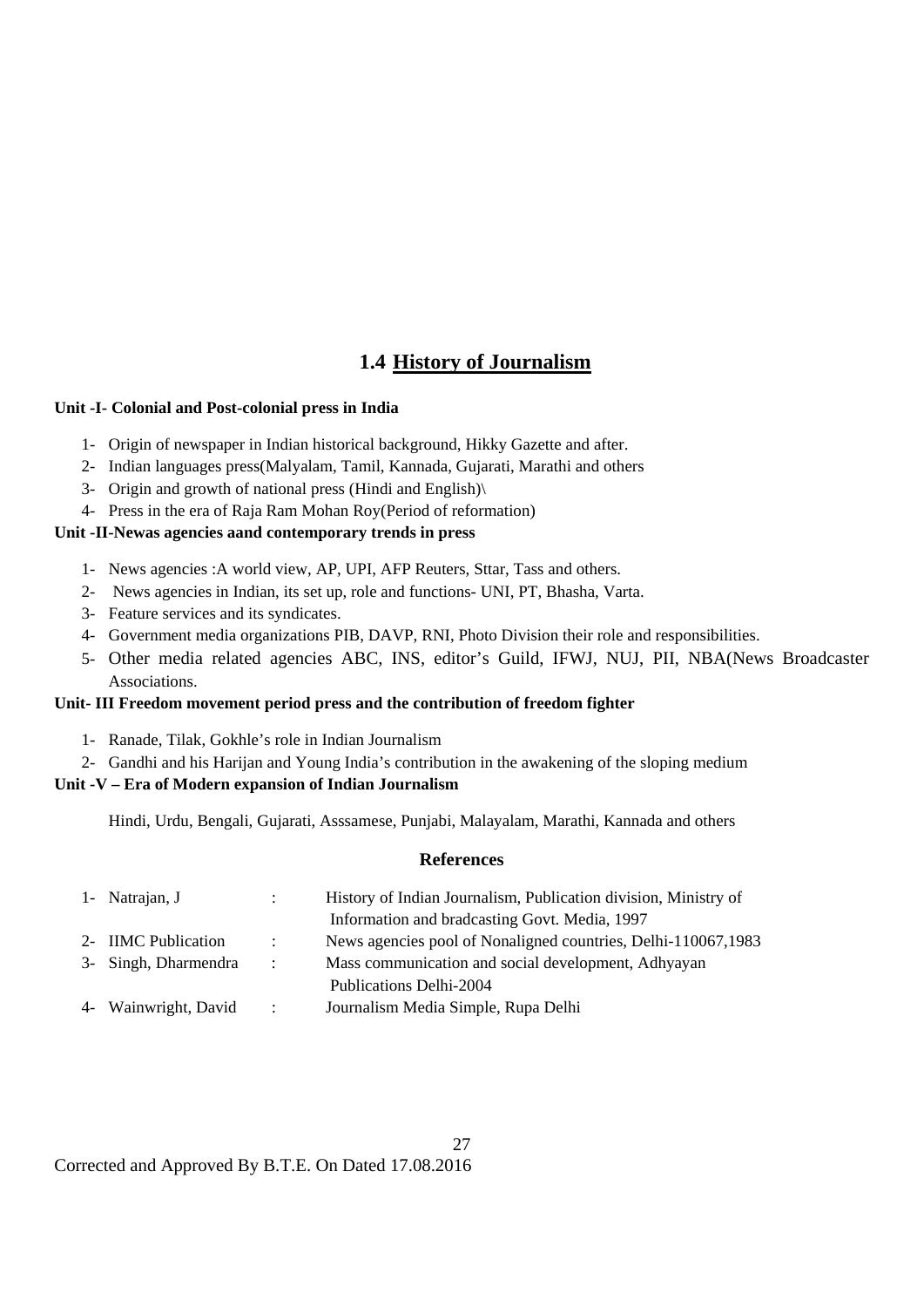# 1.4 <u>History of Journalism</u>

**Unit -I- Colonial and Post-colonial press in India**

1- Origin of newspaper in Indian historical background, Hikky Gazette and after.
2- Indian languages press(Malyalam, Tamil, Kannada, Gujarati, Marathi and others
3- Origin and growth of national press (Hindi and English)\
4- Press in the era of Raja Ram Mohan Roy(Period of reformation)

**Unit -II-Newas agencies aand contemporary trends in press**

1- News agencies :A world view, AP, UPI, AFP Reuters, Sttar, Tass and others.
2- News agencies in Indian, its set up, role and functions- UNI, PT, Bhasha, Varta.
3- Feature services and its syndicates.
4- Government media organizations PIB, DAVP, RNI, Photo Division their role and responsibilities.
5- Other media related agencies ABC, INS, editor's Guild, IFWJ, NUJ, PII, NBA(News Broadcaster Associations.

**Unit- III Freedom movement period press and the contribution of freedom fighter**

1- Ranade, Tilak, Gokhle's role in Indian Journalism
2- Gandhi and his Harijan and Young India's contribution in the awakening of the sloping medium

**Unit -V – Era of Modern expansion of Indian Journalism**

Hindi, Urdu, Bengali, Gujarati, Asssamese, Punjabi, Malayalam, Marathi, Kannada and others

## References

1- Natrajan, J : History of Indian Journalism, Publication division, Ministry of Information and bradcasting Govt. Media, 1997
2- IIMC Publication : News agencies pool of Nonaligned countries, Delhi-110067,1983
3- Singh, Dharmendra : Mass communication and social development, Adhyayan Publications Delhi-2004
4- Wainwright, David : Journalism Media Simple, Rupa Delhi

Corrected and Approved By B.T.E. On Dated 17.08.2016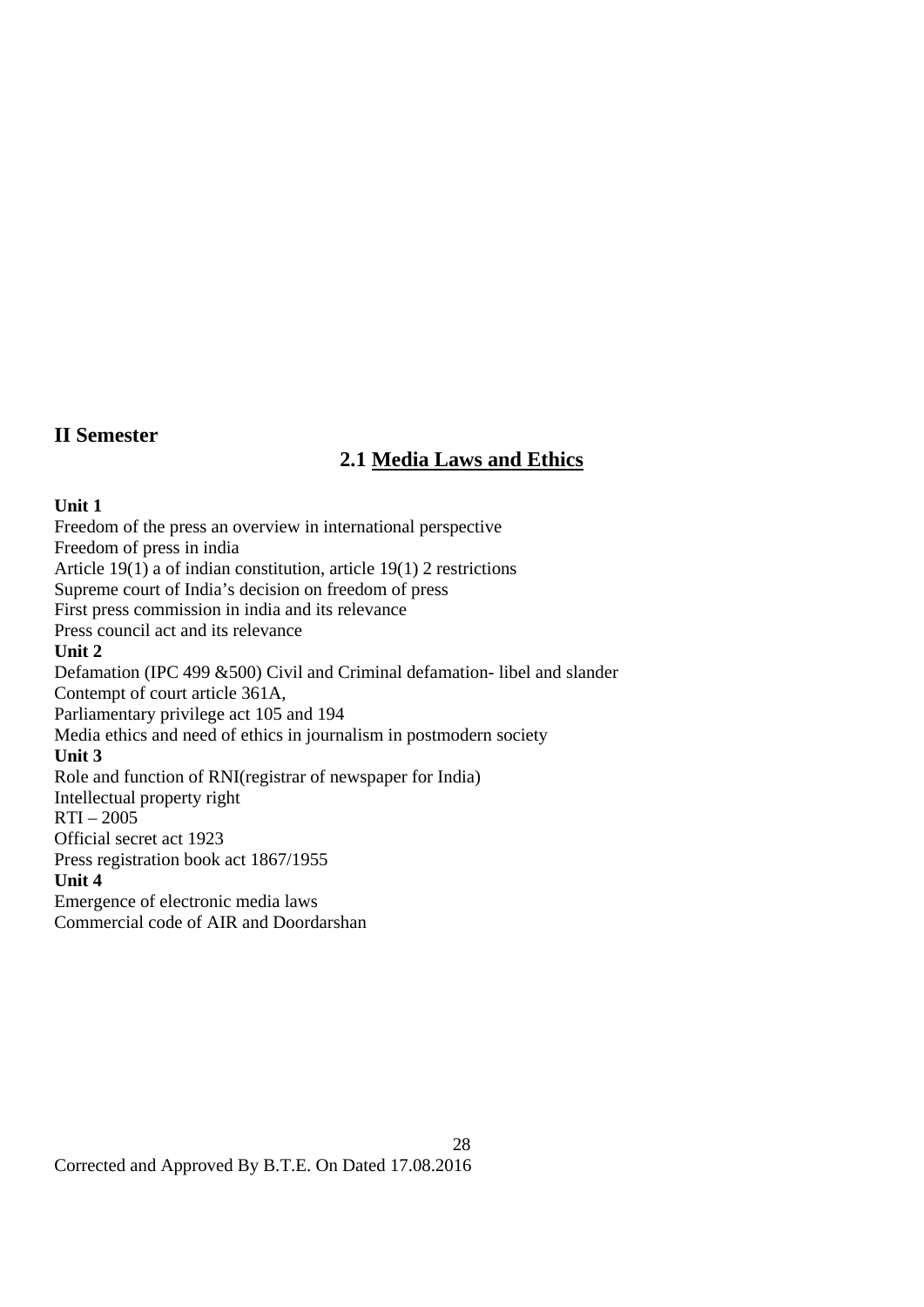## II Semester

## 2.1 Media Laws and Ethics

**Unit 1**

Freedom of the press an overview in international perspective
Freedom of press in india
Article 19(1) a of indian constitution, article 19(1) 2 restrictions
Supreme court of India's decision on freedom of press
First press commission in india and its relevance
Press council act and its relevance

**Unit 2**

Defamation (IPC 499 &500) Civil and Criminal defamation- libel and slander
Contempt of court article 361A,
Parliamentary privilege act 105 and 194
Media ethics and need of ethics in journalism in postmodern society

**Unit 3**

Role and function of RNI(registrar of newspaper for India)
Intellectual property right
RTI – 2005
Official secret act 1923
Press registration book act 1867/1955

**Unit 4**

Emergence of electronic media laws
Commercial code of AIR and Doordarshan

Corrected and Approved By B.T.E. On Dated 17.08.2016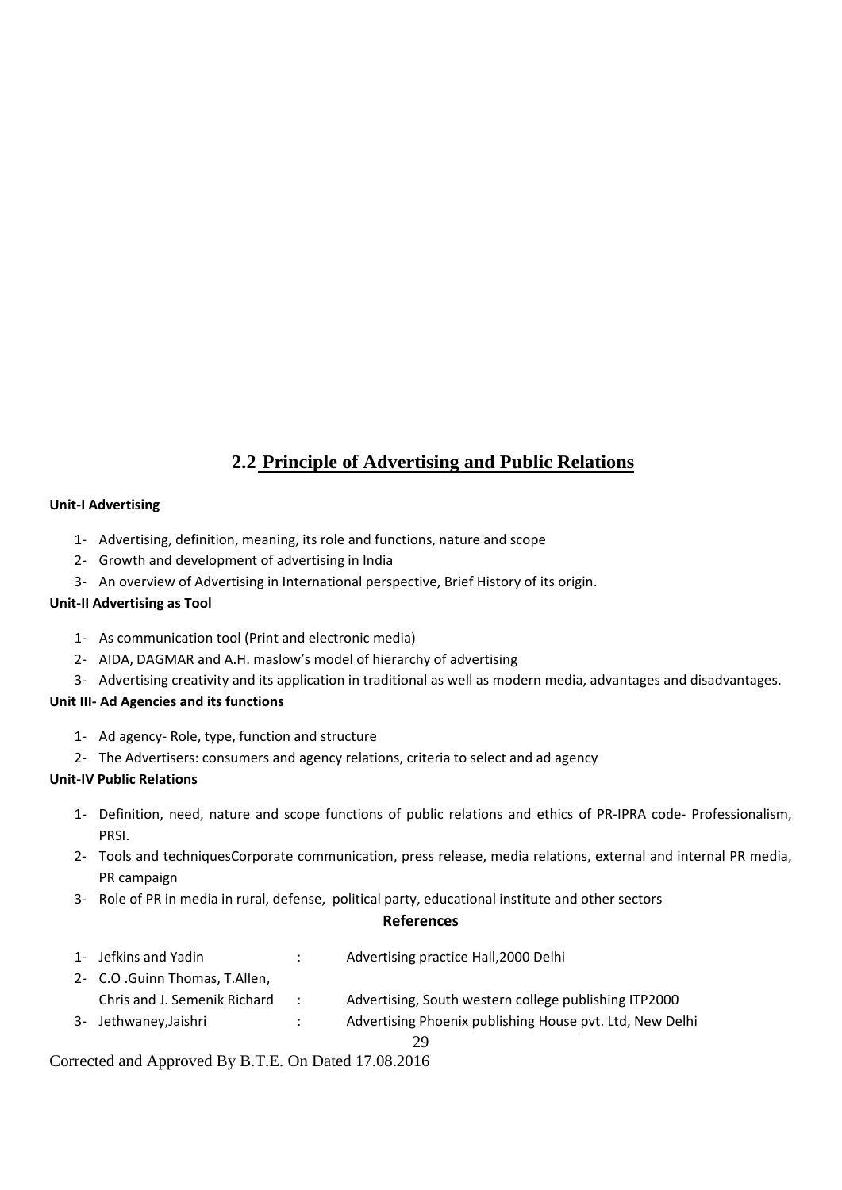## 2.2 Principle of Advertising and Public Relations

**Unit-I Advertising**

1- Advertising, definition, meaning, its role and functions, nature and scope
2- Growth and development of advertising in India
3- An overview of Advertising in International perspective, Brief History of its origin.

**Unit-II Advertising as Tool**

1- As communication tool (Print and electronic media)
2- AIDA, DAGMAR and A.H. maslow's model of hierarchy of advertising
3- Advertising creativity and its application in traditional as well as modern media, advantages and disadvantages.

**Unit III- Ad Agencies and its functions**

1- Ad agency- Role, type, function and structure
2- The Advertisers: consumers and agency relations, criteria to select and ad agency

**Unit-IV Public Relations**

1- Definition, need, nature and scope functions of public relations and ethics of PR-IPRA code- Professionalism, PRSI.
2- Tools and techniquesCorporate communication, press release, media relations, external and internal PR media, PR campaign
3- Role of PR in media in rural, defense, political party, educational institute and other sectors

**References**

1- Jefkins and Yadin : Advertising practice Hall,2000 Delhi
2- C.O .Guinn Thomas, T.Allen, Chris and J. Semenik Richard : Advertising, South western college publishing ITP2000
3- Jethwaney,Jaishri : Advertising Phoenix publishing House pvt. Ltd, New Delhi

Corrected and Approved By B.T.E. On Dated 17.08.2016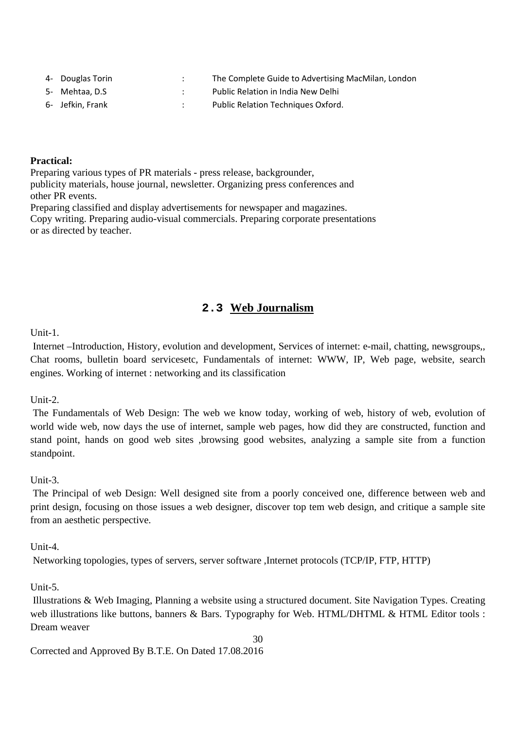4- Douglas Torin : The Complete Guide to Advertising MacMilan, London
5- Mehtaa, D.S : Public Relation in India New Delhi
6- Jefkin, Frank : Public Relation Techniques Oxford.

**Practical:**
Preparing various types of PR materials - press release, backgrounder, publicity materials, house journal, newsletter. Organizing press conferences and other PR events.
Preparing classified and display advertisements for newspaper and magazines.
Copy writing. Preparing audio-visual commercials. Preparing corporate presentations or as directed by teacher.

## 2.3 Web Journalism

Unit-1.

Internet –Introduction, History, evolution and development, Services of internet: e-mail, chatting, newsgroups,, Chat rooms, bulletin board servicesetc, Fundamentals of internet: WWW, IP, Web page, website, search engines. Working of internet : networking and its classification

Unit-2.

The Fundamentals of Web Design: The web we know today, working of web, history of web, evolution of world wide web, now days the use of internet, sample web pages, how did they are constructed, function and stand point, hands on good web sites ,browsing good websites, analyzing a sample site from a function standpoint.

Unit-3.

The Principal of web Design: Well designed site from a poorly conceived one, difference between web and print design, focusing on those issues a web designer, discover top tem web design, and critique a sample site from an aesthetic perspective.

Unit-4.

Networking topologies, types of servers, server software ,Internet protocols (TCP/IP, FTP, HTTP)

Unit-5.

Illustrations & Web Imaging, Planning a website using a structured document. Site Navigation Types. Creating web illustrations like buttons, banners & Bars. Typography for Web. HTML/DHTML & HTML Editor tools : Dream weaver

Corrected and Approved By B.T.E. On Dated 17.08.2016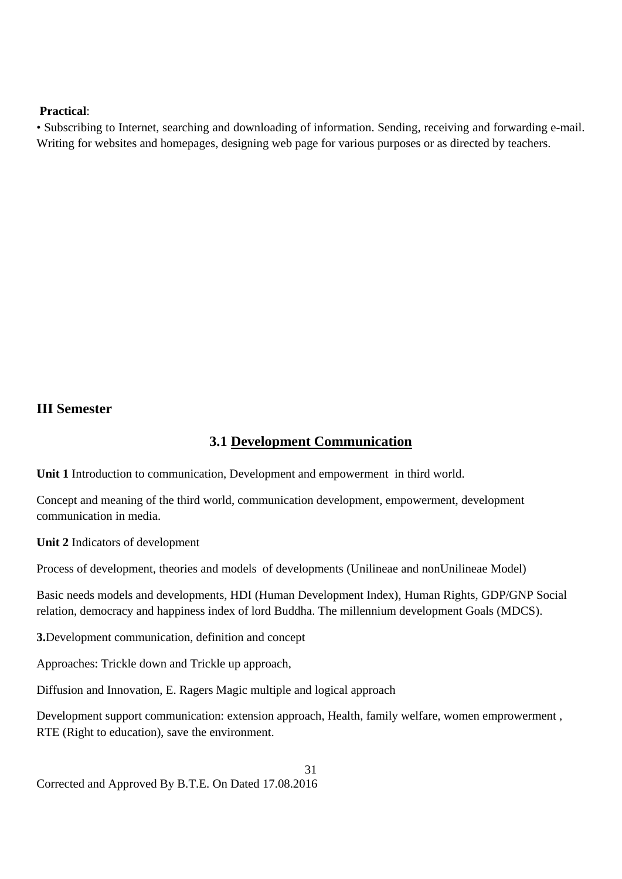**Practical**:

• Subscribing to Internet, searching and downloading of information. Sending, receiving and forwarding e-mail. Writing for websites and homepages, designing web page for various purposes or as directed by teachers.

## III Semester

### 3.1 Development Communication

**Unit 1** Introduction to communication, Development and empowerment in third world.

Concept and meaning of the third world, communication development, empowerment, development communication in media.

**Unit 2** Indicators of development

Process of development, theories and models of developments (Unilineae and nonUnilineae Model)

Basic needs models and developments, HDI (Human Development Index), Human Rights, GDP/GNP Social relation, democracy and happiness index of lord Buddha. The millennium development Goals (MDCS).

**3.**Development communication, definition and concept

Approaches: Trickle down and Trickle up approach,

Diffusion and Innovation, E. Ragers Magic multiple and logical approach

Development support communication: extension approach, Health, family welfare, women emprowerment , RTE (Right to education), save the environment.

Corrected and Approved By B.T.E. On Dated 17.08.2016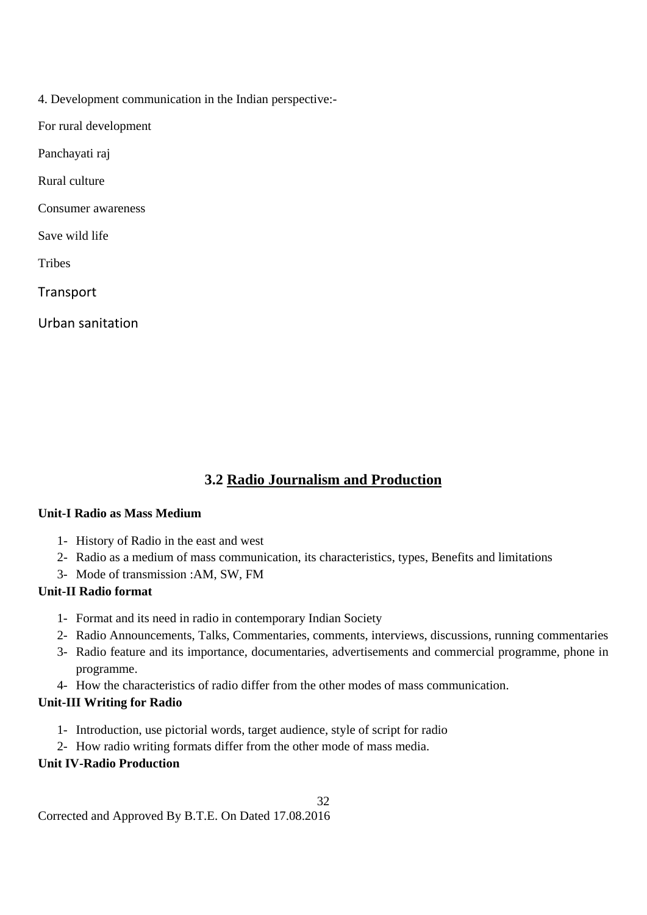4. Development communication in the Indian perspective:-

For rural development

Panchayati raj

Rural culture

Consumer awareness

Save wild life

Tribes

Transport

Urban sanitation

## 3.2 Radio Journalism and Production

**Unit-I Radio as Mass Medium**

1- History of Radio in the east and west
2- Radio as a medium of mass communication, its characteristics, types, Benefits and limitations
3- Mode of transmission :AM, SW, FM

**Unit-II Radio format**

1- Format and its need in radio in contemporary Indian Society
2- Radio Announcements, Talks, Commentaries, comments, interviews, discussions, running commentaries
3- Radio feature and its importance, documentaries, advertisements and commercial programme, phone in programme.
4- How the characteristics of radio differ from the other modes of mass communication.

**Unit-III Writing for Radio**

1- Introduction, use pictorial words, target audience, style of script for radio
2- How radio writing formats differ from the other mode of mass media.

**Unit IV-Radio Production**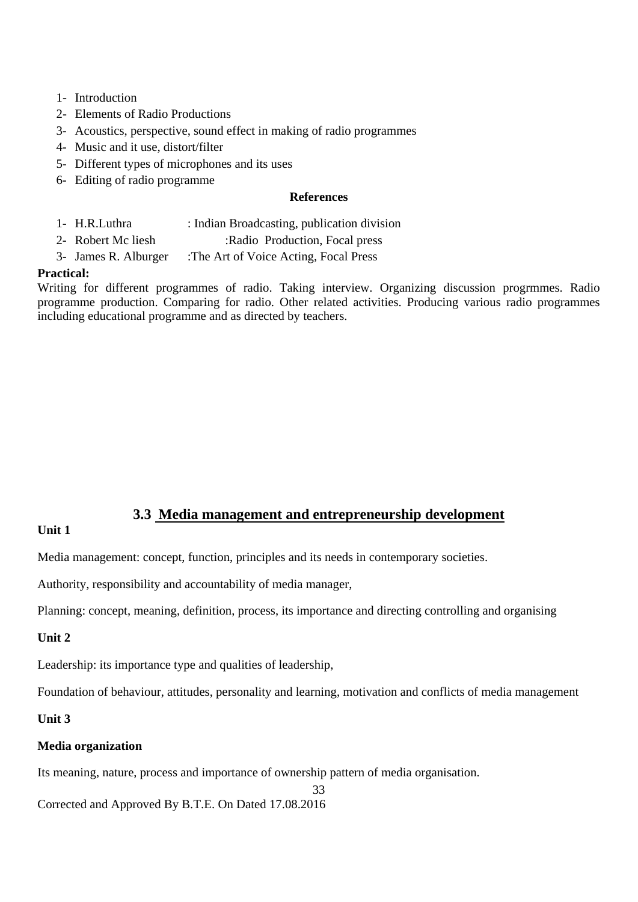1- Introduction
2- Elements of Radio Productions
3- Acoustics, perspective, sound effect in making of radio programmes
4- Music and it use, distort/filter
5- Different types of microphones and its uses
6- Editing of radio programme

**References**

1- H.R.Luthra : Indian Broadcasting, publication division
2- Robert Mc liesh :Radio Production, Focal press
3- James R. Alburger :The Art of Voice Acting, Focal Press

**Practical:**

Writing for different programmes of radio. Taking interview. Organizing discussion progrmmes. Radio programme production. Comparing for radio. Other related activities. Producing various radio programmes including educational programme and as directed by teachers.

## 3.3 Media management and entrepreneurship development

**Unit 1**

Media management: concept, function, principles and its needs in contemporary societies.

Authority, responsibility and accountability of media manager,

Planning: concept, meaning, definition, process, its importance and directing controlling and organising

**Unit 2**

Leadership: its importance type and qualities of leadership,

Foundation of behaviour, attitudes, personality and learning, motivation and conflicts of media management

**Unit 3**

**Media organization**

Its meaning, nature, process and importance of ownership pattern of media organisation.

Corrected and Approved By B.T.E. On Dated 17.08.2016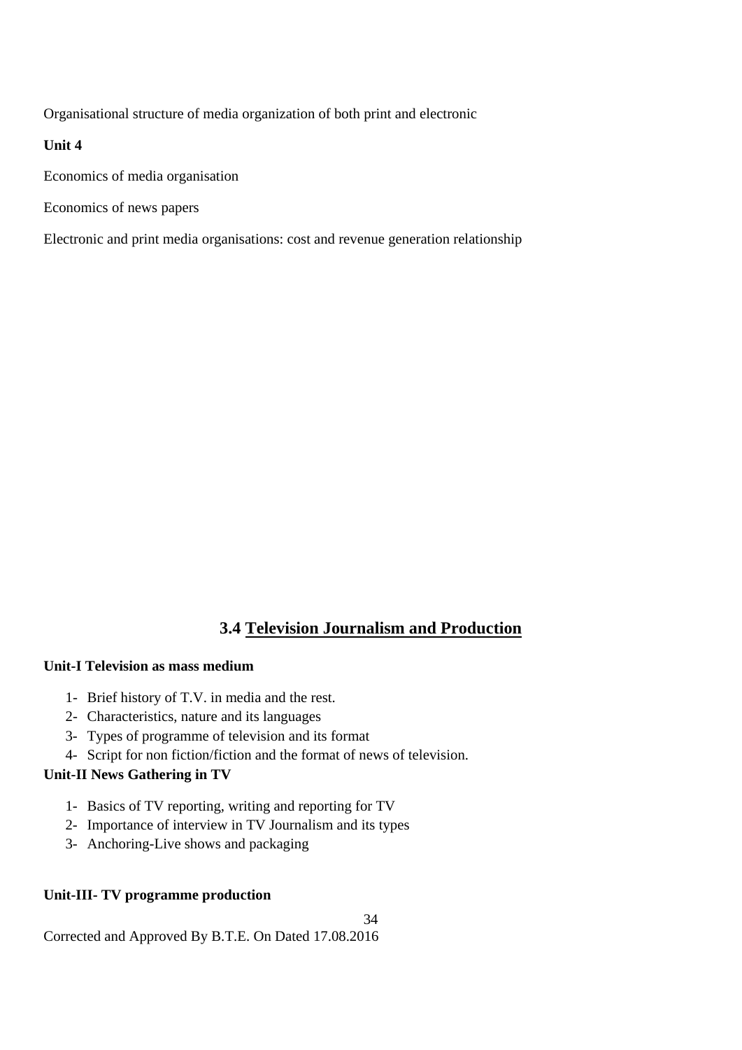Organisational structure of media organization of both print and electronic

**Unit 4**

Economics of media organisation

Economics of news papers

Electronic and print media organisations: cost and revenue generation relationship

## 3.4 Television Journalism and Production

**Unit-I Television as mass medium**

1- Brief history of T.V. in media and the rest.
2- Characteristics, nature and its languages
3- Types of programme of television and its format
4- Script for non fiction/fiction and the format of news of television.

**Unit-II News Gathering in TV**

1- Basics of TV reporting, writing and reporting for TV
2- Importance of interview in TV Journalism and its types
3- Anchoring-Live shows and packaging

**Unit-III- TV programme production**

Corrected and Approved By B.T.E. On Dated 17.08.2016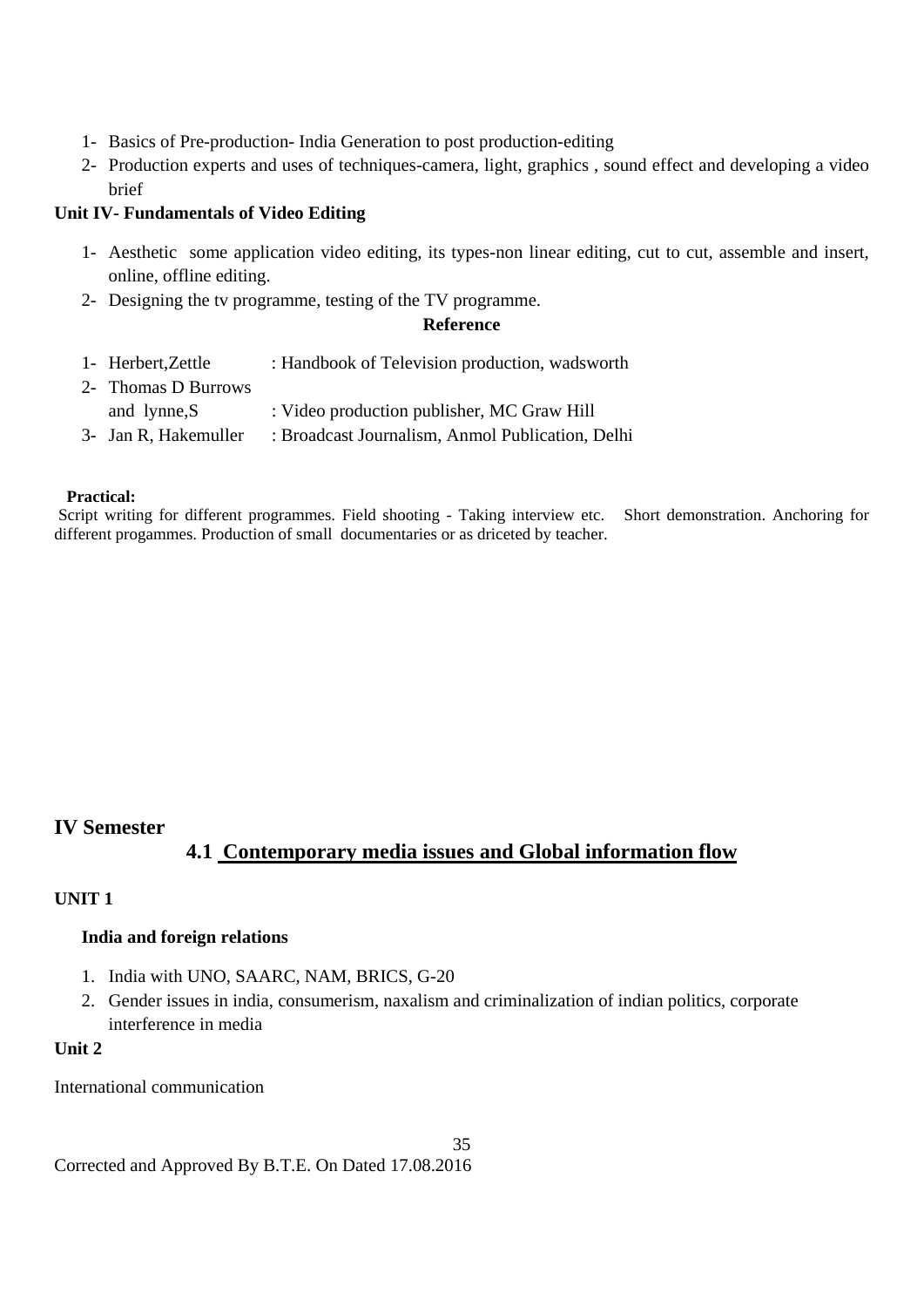1- Basics of Pre-production- India Generation to post production-editing
2- Production experts and uses of techniques-camera, light, graphics , sound effect and developing a video brief

### Unit IV- Fundamentals of Video Editing

1- Aesthetic some application video editing, its types-non linear editing, cut to cut, assemble and insert, online, offline editing.
2- Designing the tv programme, testing of the TV programme.

**Reference**

1- Herbert,Zettle : Handbook of Television production, wadsworth
2- Thomas D Burrows and lynne,S : Video production publisher, MC Graw Hill
3- Jan R, Hakemuller : Broadcast Journalism, Anmol Publication, Delhi

**Practical:**
Script writing for different programmes. Field shooting - Taking interview etc. Short demonstration. Anchoring for different progammes. Production of small documentaries or as driceted by teacher.

## IV Semester

## 4.1 Contemporary media issues and Global information flow

### UNIT 1

**India and foreign relations**

1. India with UNO, SAARC, NAM, BRICS, G-20
2. Gender issues in india, consumerism, naxalism and criminalization of indian politics, corporate interference in media

### Unit 2

International communication

Corrected and Approved By B.T.E. On Dated 17.08.2016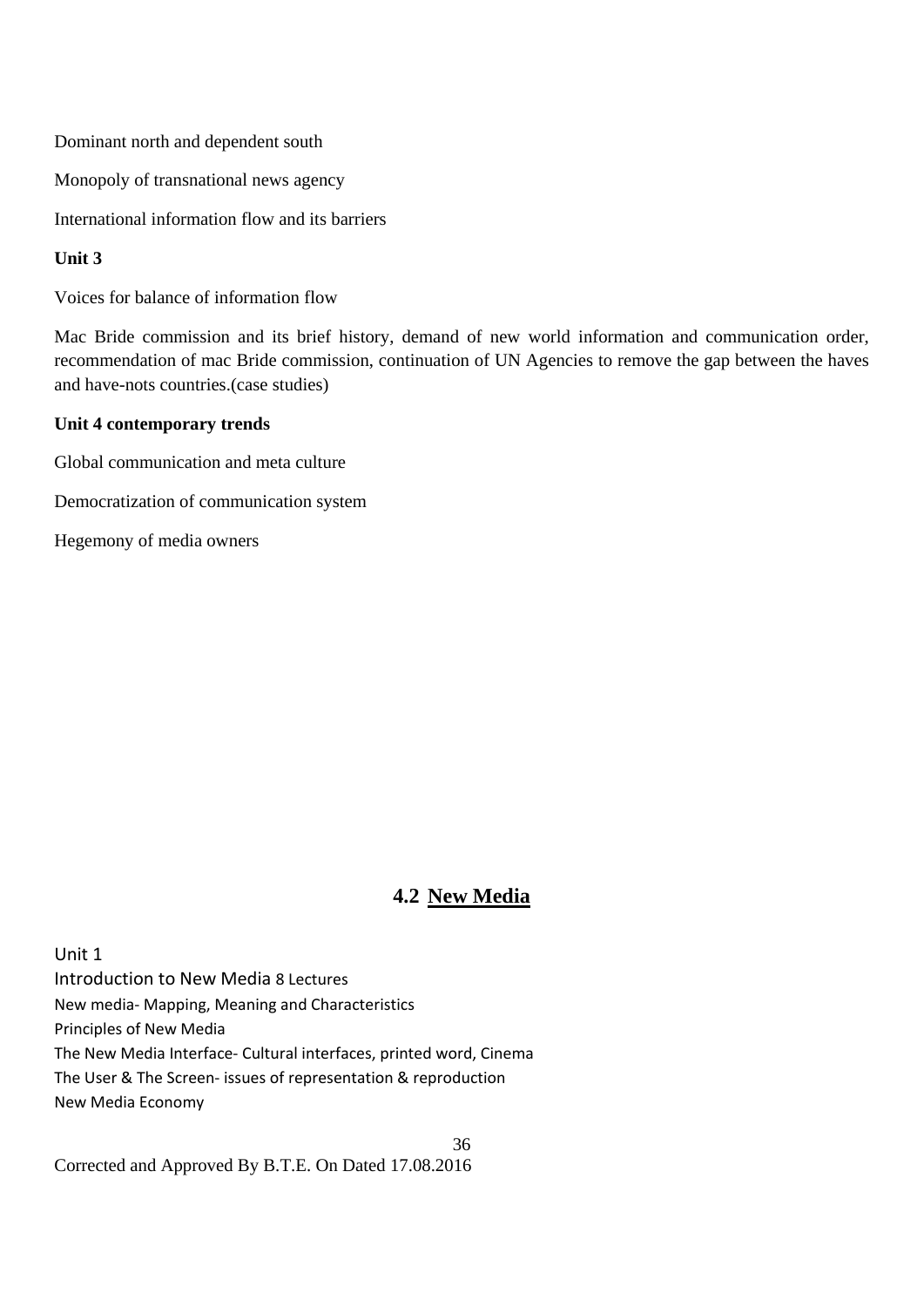Dominant north and dependent south

Monopoly of transnational news agency

International information flow and its barriers

**Unit 3**

Voices for balance of information flow

Mac Bride commission and its brief history, demand of new world information and communication order, recommendation of mac Bride commission, continuation of UN Agencies to remove the gap between the haves and have-nots countries.(case studies)

**Unit 4 contemporary trends**

Global communication and meta culture

Democratization of communication system

Hegemony of media owners

## 4.2 New Media

Unit 1

Introduction to New Media 8 Lectures

New media- Mapping, Meaning and Characteristics

Principles of New Media

The New Media Interface- Cultural interfaces, printed word, Cinema

The User & The Screen- issues of representation & reproduction

New Media Economy

Corrected and Approved By B.T.E. On Dated 17.08.2016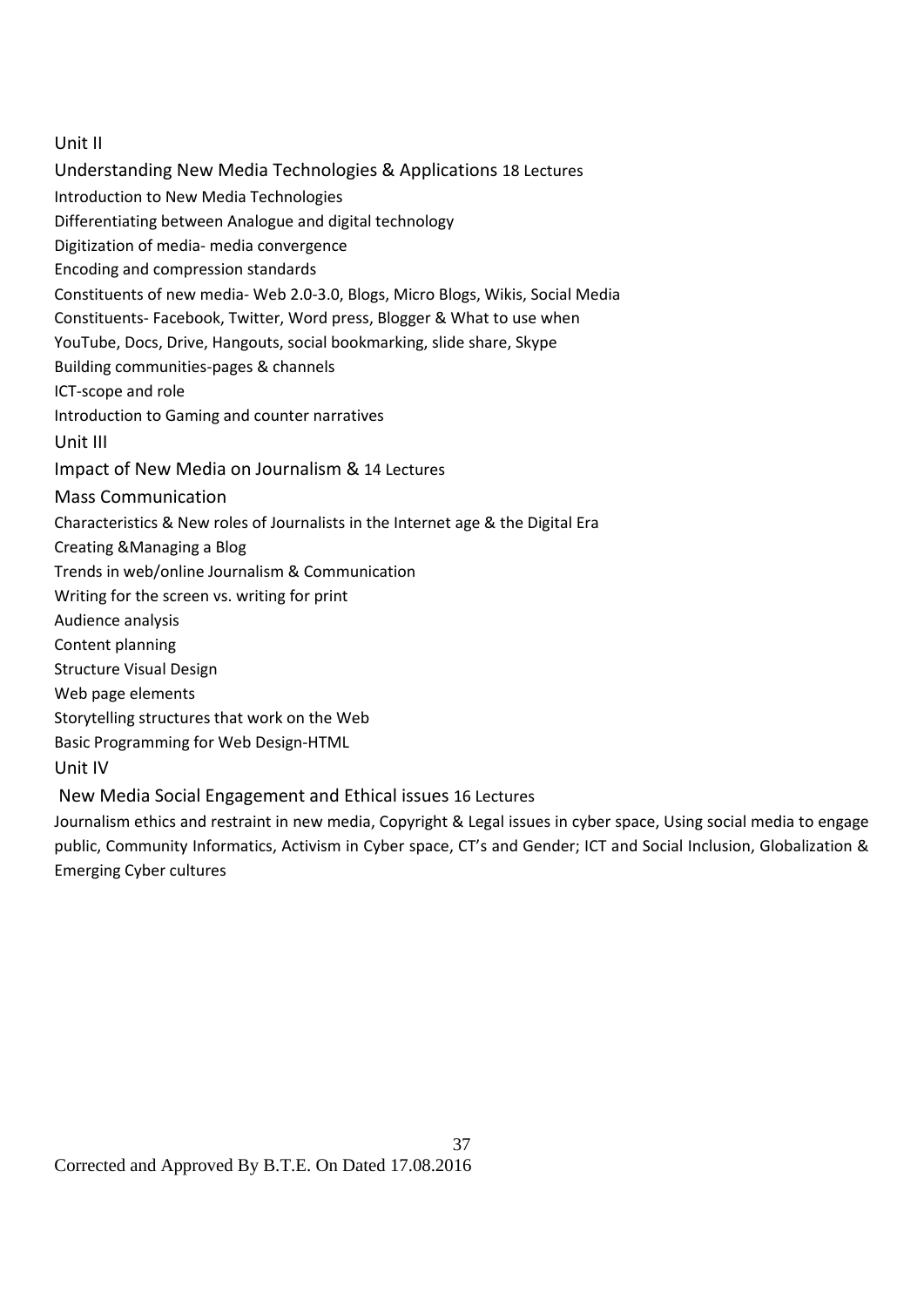## Unit II

### Understanding New Media Technologies & Applications 18 Lectures

Introduction to New Media Technologies

Differentiating between Analogue and digital technology

Digitization of media- media convergence

Encoding and compression standards

Constituents of new media- Web 2.0-3.0, Blogs, Micro Blogs, Wikis, Social Media

Constituents- Facebook, Twitter, Word press, Blogger & What to use when

YouTube, Docs, Drive, Hangouts, social bookmarking, slide share, Skype

Building communities-pages & channels

ICT-scope and role

Introduction to Gaming and counter narratives

## Unit III

### Impact of New Media on Journalism & 14 Lectures

### Mass Communication

Characteristics & New roles of Journalists in the Internet age & the Digital Era

Creating &Managing a Blog

Trends in web/online Journalism & Communication

Writing for the screen vs. writing for print

Audience analysis

Content planning

Structure Visual Design

Web page elements

Storytelling structures that work on the Web

Basic Programming for Web Design-HTML

## Unit IV

### New Media Social Engagement and Ethical issues 16 Lectures

Journalism ethics and restraint in new media, Copyright & Legal issues in cyber space, Using social media to engage public, Community Informatics, Activism in Cyber space, CT's and Gender; ICT and Social Inclusion, Globalization & Emerging Cyber cultures

Corrected and Approved By B.T.E. On Dated 17.08.2016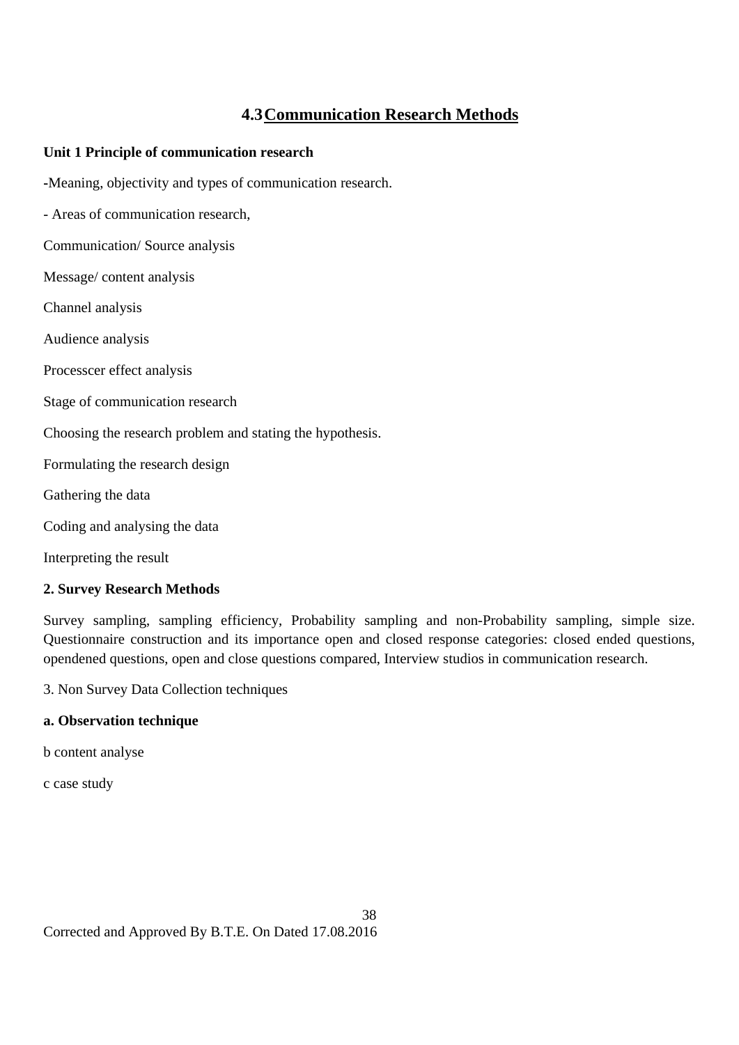## 4.3 Communication Research Methods

**Unit 1 Principle of communication research**

-Meaning, objectivity and types of communication research.

- Areas of communication research,

Communication/ Source analysis

Message/ content analysis

Channel analysis

Audience analysis

Processcer effect analysis

Stage of communication research

Choosing the research problem and stating the hypothesis.

Formulating the research design

Gathering the data

Coding and analysing the data

Interpreting the result

**2. Survey Research Methods**

Survey sampling, sampling efficiency, Probability sampling and non-Probability sampling, simple size. Questionnaire construction and its importance open and closed response categories: closed ended questions, opendened questions, open and close questions compared, Interview studios in communication research.

3. Non Survey Data Collection techniques

**a. Observation technique**

b content analyse

c case study

Corrected and Approved By B.T.E. On Dated 17.08.2016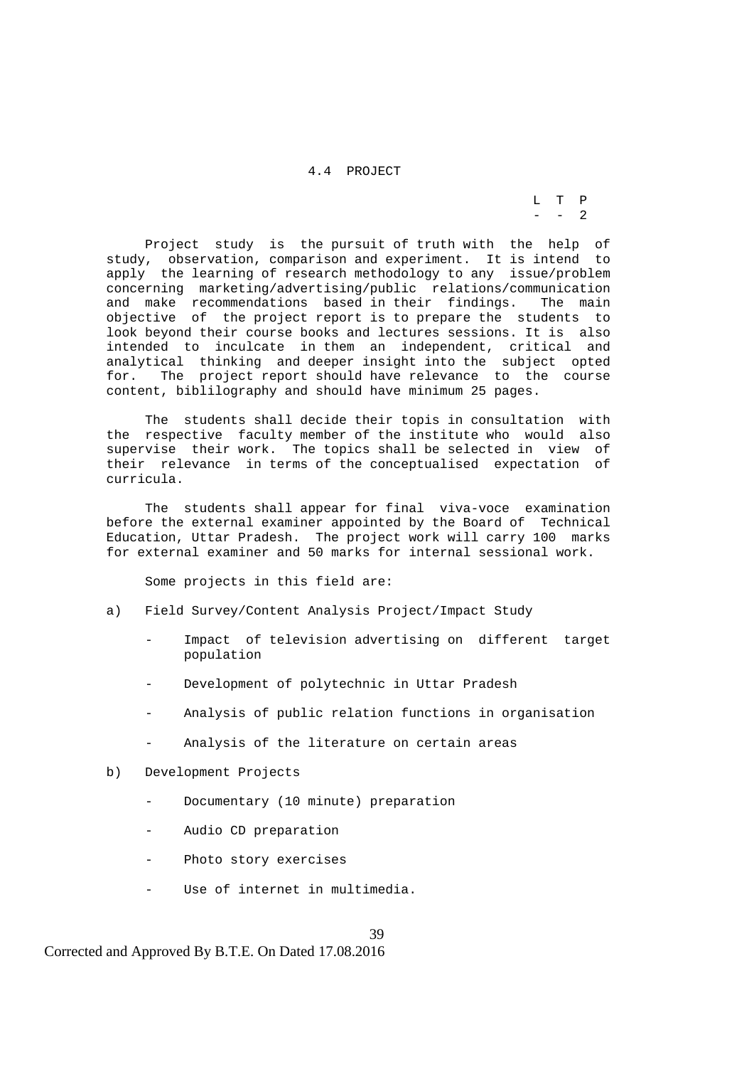## 4.4 PROJECT

| L | T | P |
|---|---|---|
| - | - | 2 |

Project study is the pursuit of truth with the help of study, observation, comparison and experiment. It is intend to apply the learning of research methodology to any issue/problem concerning marketing/advertising/public relations/communication and make recommendations based in their findings. The main objective of the project report is to prepare the students to look beyond their course books and lectures sessions. It is also intended to inculcate in them an independent, critical and analytical thinking and deeper insight into the subject opted for. The project report should have relevance to the course content, biblilography and should have minimum 25 pages.

The students shall decide their topis in consultation with the respective faculty member of the institute who would also supervise their work. The topics shall be selected in view of their relevance in terms of the conceptualised expectation of curricula.

The students shall appear for final viva-voce examination before the external examiner appointed by the Board of Technical Education, Uttar Pradesh. The project work will carry 100 marks for external examiner and 50 marks for internal sessional work.

Some projects in this field are:

a) Field Survey/Content Analysis Project/Impact Study

- Impact of television advertising on different target population
- Development of polytechnic in Uttar Pradesh
- Analysis of public relation functions in organisation
- Analysis of the literature on certain areas

b) Development Projects

- Documentary (10 minute) preparation
- Audio CD preparation
- Photo story exercises
- Use of internet in multimedia.

Corrected and Approved By B.T.E. On Dated 17.08.2016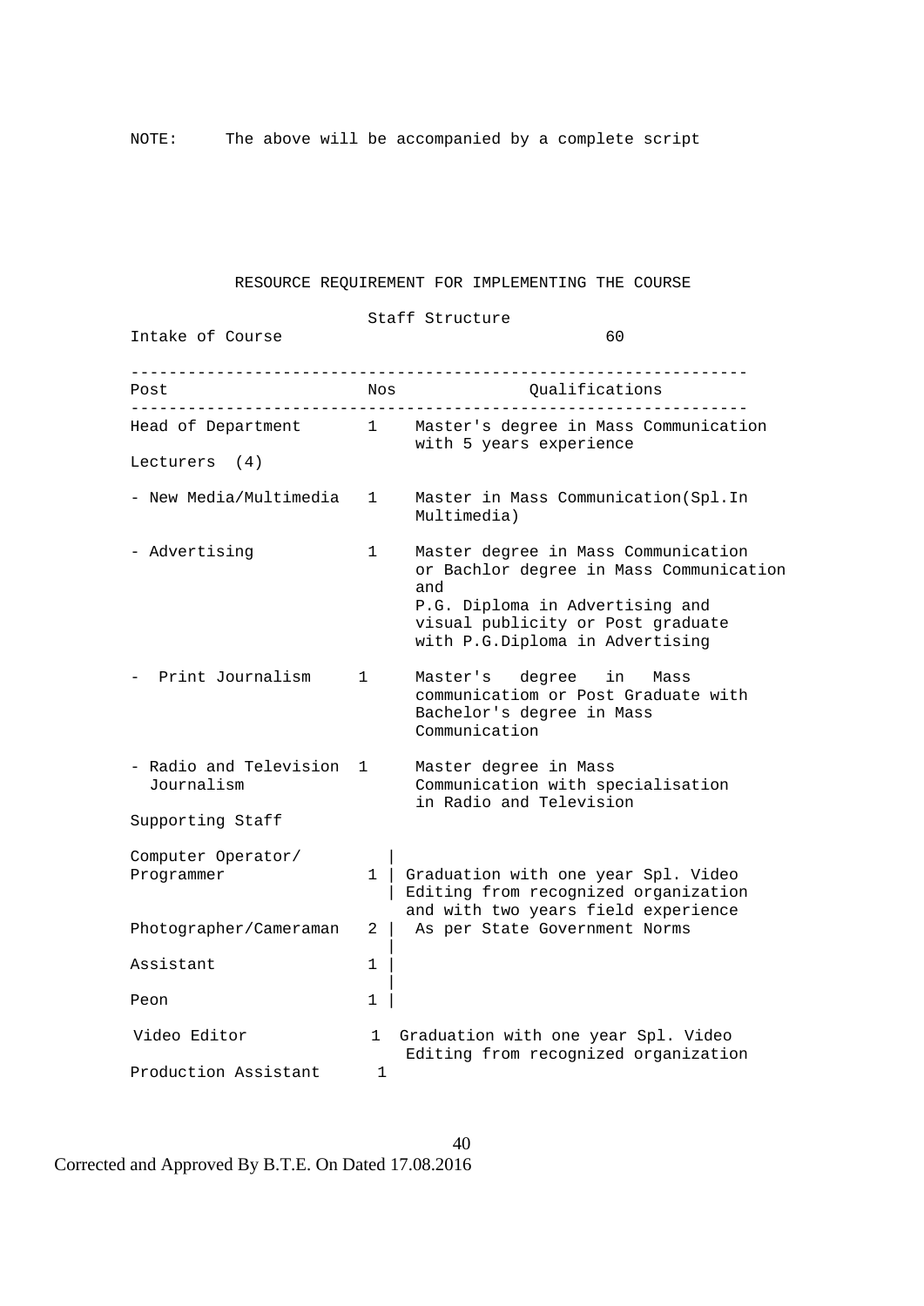NOTE: The above will be accompanied by a complete script

## RESOURCE REQUIREMENT FOR IMPLEMENTING THE COURSE

Staff Structure

Intake of Course 60

| Post | Nos | Qualifications |
|---|---|---|
| Head of Department | 1 | Master's degree in Mass Communication with 5 years experience |
| Lecturers (4) | | |
| - New Media/Multimedia | 1 | Master in Mass Communication(Spl.In Multimedia) |
| - Advertising | 1 | Master degree in Mass Communication or Bachlor degree in Mass Communication and P.G. Diploma in Advertising and visual publicity or Post graduate with P.G.Diploma in Advertising |
| - Print Journalism | 1 | Master's degree in Mass communicatiom or Post Graduate with Bachelor's degree in Mass Communication |
| - Radio and Television Journalism | 1 | Master degree in Mass Communication with specialisation in Radio and Television |
| Supporting Staff | | |
| Computer Operator/ Programmer | 1 | Graduation with one year Spl. Video Editing from recognized organization and with two years field experience |
| Photographer/Cameraman | 2 | As per State Government Norms |
| Assistant | 1 | |
| Peon | 1 | |
| Video Editor | 1 | Graduation with one year Spl. Video Editing from recognized organization |
| Production Assistant | 1 | |

Corrected and Approved By B.T.E. On Dated 17.08.2016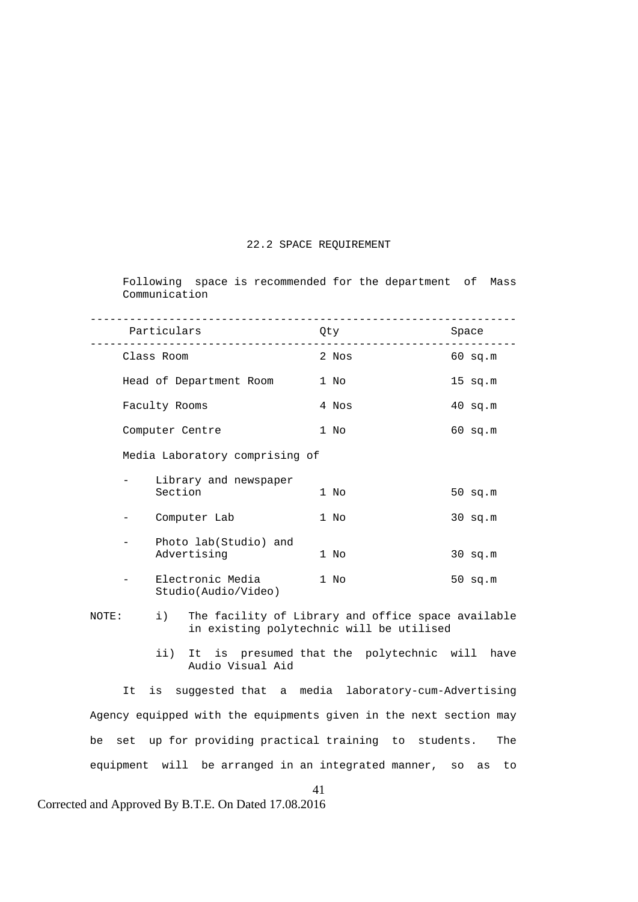## 22.2 SPACE REQUIREMENT

Following space is recommended for the department of Mass Communication

| Particulars | Qty | Space |
|---|---|---|
| Class Room | 2 Nos | 60 sq.m |
| Head of Department Room | 1 No | 15 sq.m |
| Faculty Rooms | 4 Nos | 40 sq.m |
| Computer Centre | 1 No | 60 sq.m |
| Media Laboratory comprising of | | |
| - Library and newspaper Section | 1 No | 50 sq.m |
| - Computer Lab | 1 No | 30 sq.m |
| - Photo lab(Studio) and Advertising | 1 No | 30 sq.m |
| - Electronic Media Studio(Audio/Video) | 1 No | 50 sq.m |

NOTE:
- i) The facility of Library and office space available in existing polytechnic will be utilised
- ii) It is presumed that the polytechnic will have Audio Visual Aid

It is suggested that a media laboratory-cum-Advertising Agency equipped with the equipments given in the next section may be set up for providing practical training to students. The equipment will be arranged in an integrated manner, so as to

Corrected and Approved By B.T.E. On Dated 17.08.2016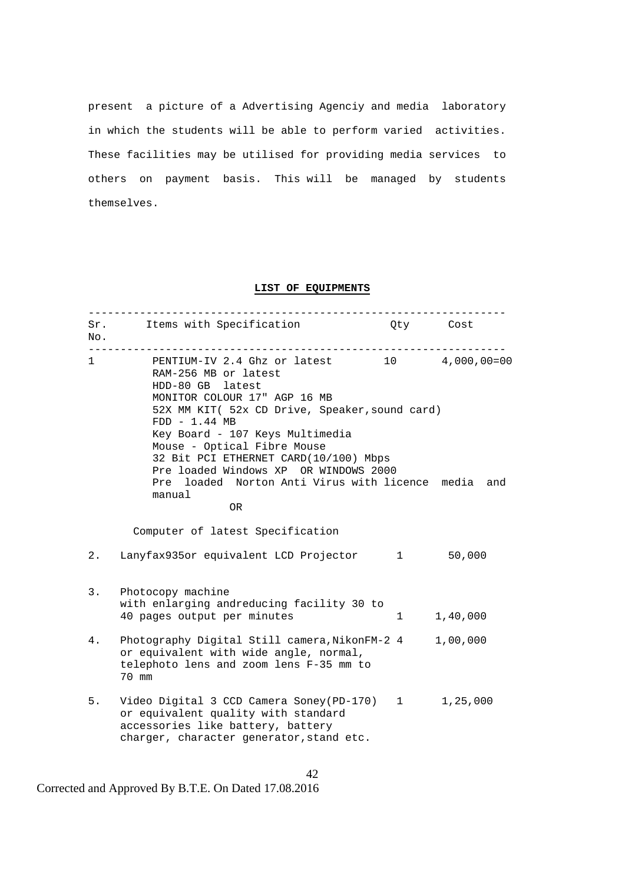present a picture of a Advertising Agenciy and media laboratory in which the students will be able to perform varied activities. These facilities may be utilised for providing media services to others on payment basis. This will be managed by students themselves.

**LIST OF EQUIPMENTS**

| Sr. No. | Items with Specification | Qty | Cost |
|---|---|---|---|
| 1 | PENTIUM-IV 2.4 Ghz or latest<br>RAM-256 MB or latest<br>HDD-80 GB latest<br>MONITOR COLOUR 17" AGP 16 MB<br>52X MM KIT( 52x CD Drive, Speaker,sound card)<br>FDD - 1.44 MB<br>Key Board - 107 Keys Multimedia<br>Mouse - Optical Fibre Mouse<br>32 Bit PCI ETHERNET CARD(10/100) Mbps<br>Pre loaded Windows XP OR WINDOWS 2000<br>Pre loaded Norton Anti Virus with licence media and manual<br>OR<br>Computer of latest Specification | 10 | 4,000,00=00 |
| 2. | Lanyfax935or equivalent LCD Projector | 1 | 50,000 |
| 3. | Photocopy machine with enlarging andreducing facility 30 to 40 pages output per minutes | 1 | 1,40,000 |
| 4. | Photography Digital Still camera,NikonFM-2 or equivalent with wide angle, normal, telephoto lens and zoom lens F-35 mm to 70 mm | 4 | 1,00,000 |
| 5. | Video Digital 3 CCD Camera Soney(PD-170) or equivalent quality with standard accessories like battery, battery charger, character generator,stand etc. | 1 | 1,25,000 |

Corrected and Approved By B.T.E. On Dated 17.08.2016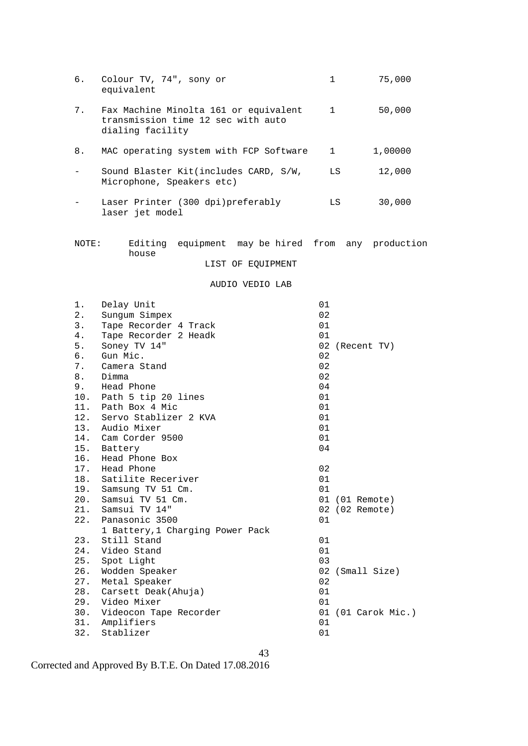| | | | |
|---|---|---|---|
| 6. | Colour TV, 74", sony or equivalent | 1 | 75,000 |
| 7. | Fax Machine Minolta 161 or equivalent transmission time 12 sec with auto dialing facility | 1 | 50,000 |
| 8. | MAC operating system with FCP Software | 1 | 1,00000 |
| - | Sound Blaster Kit(includes CARD, S/W, Microphone, Speakers etc) | LS | 12,000 |
| - | Laser Printer (300 dpi)preferably laser jet model | LS | 30,000 |

NOTE: Editing equipment may be hired from any production house

LIST OF EQUIPMENT

AUDIO VEDIO LAB

| | | |
|---|---|---|
| 1. | Delay Unit | 01 |
| 2. | Sungum Simpex | 02 |
| 3. | Tape Recorder 4 Track | 01 |
| 4. | Tape Recorder 2 Headk | 01 |
| 5. | Soney TV 14" | 02 (Recent TV) |
| 6. | Gun Mic. | 02 |
| 7. | Camera Stand | 02 |
| 8. | Dimma | 02 |
| 9. | Head Phone | 04 |
| 10. | Path 5 tip 20 lines | 01 |
| 11. | Path Box 4 Mic | 01 |
| 12. | Servo Stablizer 2 KVA | 01 |
| 13. | Audio Mixer | 01 |
| 14. | Cam Corder 9500 | 01 |
| 15. | Battery | 04 |
| 16. | Head Phone Box | |
| 17. | Head Phone | 02 |
| 18. | Satilite Receriver | 01 |
| 19. | Samsung TV 51 Cm. | 01 |
| 20. | Samsui TV 51 Cm. | 01 (01 Remote) |
| 21. | Samsui TV 14" | 02 (02 Remote) |
| 22. | Panasonic 3500<br>1 Battery,1 Charging Power Pack | 01 |
| 23. | Still Stand | 01 |
| 24. | Video Stand | 01 |
| 25. | Spot Light | 03 |
| 26. | Wodden Speaker | 02 (Small Size) |
| 27. | Metal Speaker | 02 |
| 28. | Carsett Deak(Ahuja) | 01 |
| 29. | Video Mixer | 01 |
| 30. | Videocon Tape Recorder | 01 (01 Carok Mic.) |
| 31. | Amplifiers | 01 |
| 32. | Stablizer | 01 |

Corrected and Approved By B.T.E. On Dated 17.08.2016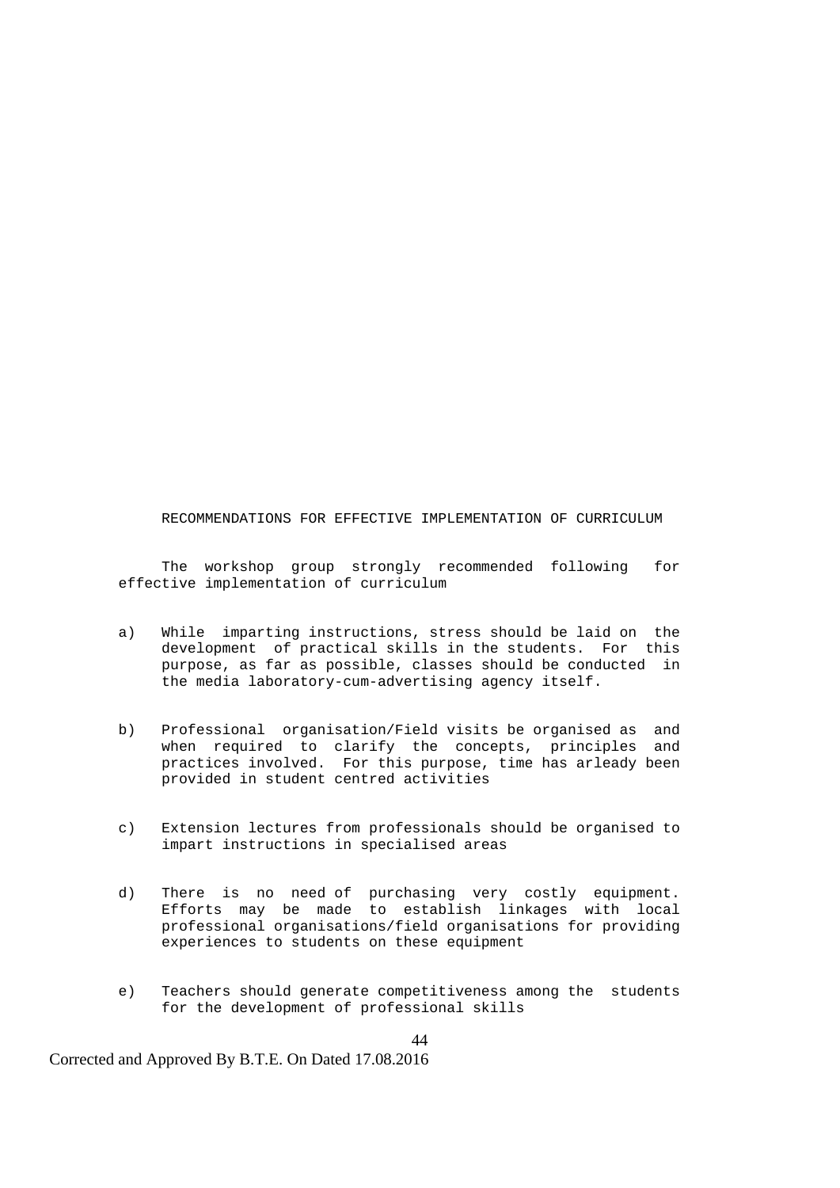# RECOMMENDATIONS FOR EFFECTIVE IMPLEMENTATION OF CURRICULUM

The workshop group strongly recommended following for effective implementation of curriculum

a) While imparting instructions, stress should be laid on the development of practical skills in the students. For this purpose, as far as possible, classes should be conducted in the media laboratory-cum-advertising agency itself.

b) Professional organisation/Field visits be organised as and when required to clarify the concepts, principles and practices involved. For this purpose, time has arleady been provided in student centred activities

c) Extension lectures from professionals should be organised to impart instructions in specialised areas

d) There is no need of purchasing very costly equipment. Efforts may be made to establish linkages with local professional organisations/field organisations for providing experiences to students on these equipment

e) Teachers should generate competitiveness among the students for the development of professional skills

Corrected and Approved By B.T.E. On Dated 17.08.2016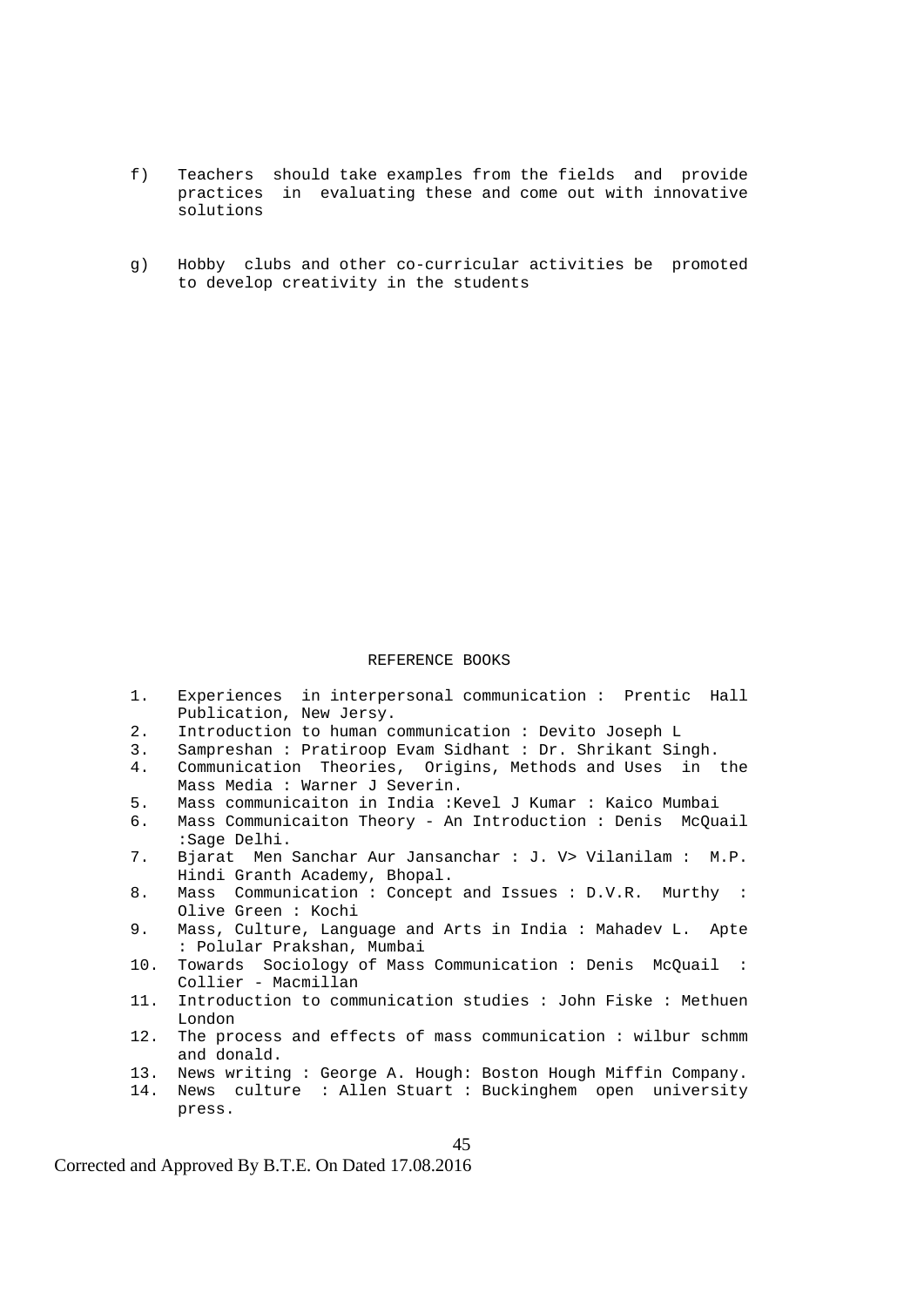f) Teachers should take examples from the fields and provide practices in evaluating these and come out with innovative solutions

g) Hobby clubs and other co-curricular activities be promoted to develop creativity in the students

## REFERENCE BOOKS

1. Experiences in interpersonal communication : Prentic Hall Publication, New Jersy.
2. Introduction to human communication : Devito Joseph L
3. Sampreshan : Pratiroop Evam Sidhant : Dr. Shrikant Singh.
4. Communication Theories, Origins, Methods and Uses in the Mass Media : Warner J Severin.
5. Mass communicaiton in India :Kevel J Kumar : Kaico Mumbai
6. Mass Communicaiton Theory - An Introduction : Denis McQuail :Sage Delhi.
7. Bjarat Men Sanchar Aur Jansanchar : J. V> Vilanilam : M.P. Hindi Granth Academy, Bhopal.
8. Mass Communication : Concept and Issues : D.V.R. Murthy : Olive Green : Kochi
9. Mass, Culture, Language and Arts in India : Mahadev L. Apte : Polular Prakshan, Mumbai
10. Towards Sociology of Mass Communication : Denis McQuail : Collier - Macmillan
11. Introduction to communication studies : John Fiske : Methuen London
12. The process and effects of mass communication : wilbur schmm and donald.
13. News writing : George A. Hough: Boston Hough Miffin Company.
14. News culture : Allen Stuart : Buckinghem open university press.

Corrected and Approved By B.T.E. On Dated 17.08.2016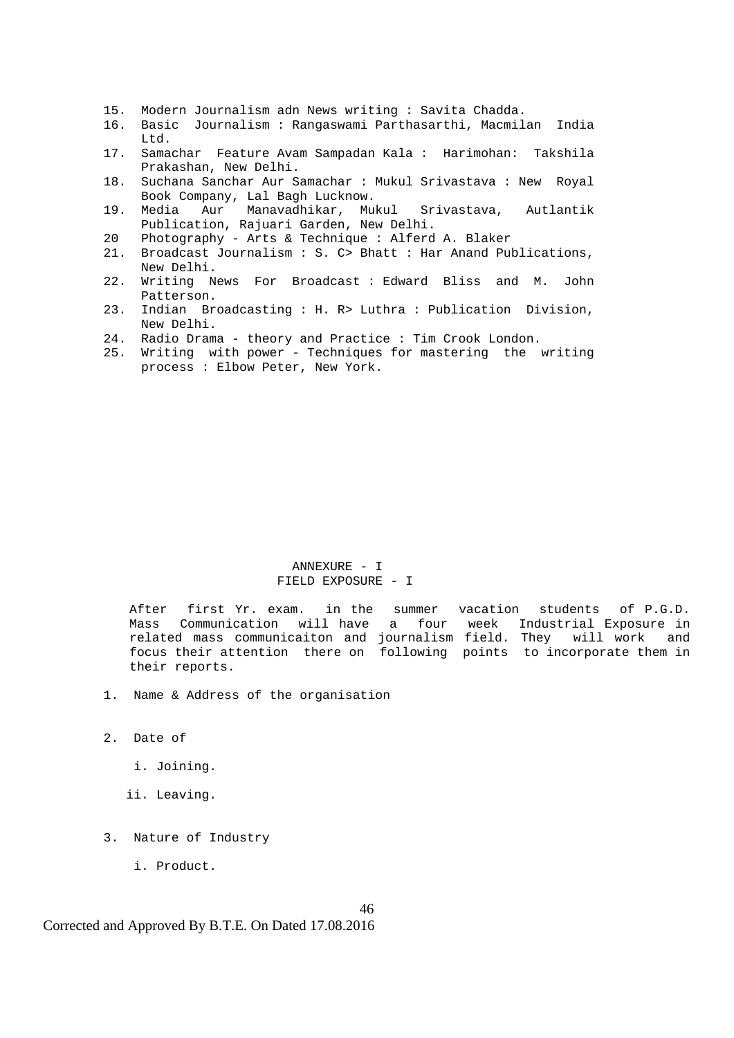15. Modern Journalism adn News writing : Savita Chadda.
16. Basic Journalism : Rangaswami Parthasarthi, Macmilan India Ltd.
17. Samachar Feature Avam Sampadan Kala : Harimohan: Takshila Prakashan, New Delhi.
18. Suchana Sanchar Aur Samachar : Mukul Srivastava : New Royal Book Company, Lal Bagh Lucknow.
19. Media Aur Manavadhikar, Mukul Srivastava, Autlantik Publication, Rajuari Garden, New Delhi.
20 Photography - Arts & Technique : Alferd A. Blaker
21. Broadcast Journalism : S. C> Bhatt : Har Anand Publications, New Delhi.
22. Writing News For Broadcast : Edward Bliss and M. John Patterson.
23. Indian Broadcasting : H. R> Luthra : Publication Division, New Delhi.
24. Radio Drama - theory and Practice : Tim Crook London.
25. Writing with power - Techniques for mastering the writing process : Elbow Peter, New York.

## ANNEXURE - I
## FIELD EXPOSURE - I

After first Yr. exam. in the summer vacation students of P.G.D. Mass Communication will have a four week Industrial Exposure in related mass communicaiton and journalism field. They will work and focus their attention there on following points to incorporate them in their reports.

1. Name & Address of the organisation

2. Date of

   i. Joining.

   ii. Leaving.

3. Nature of Industry

   i. Product.

Corrected and Approved By B.T.E. On Dated 17.08.2016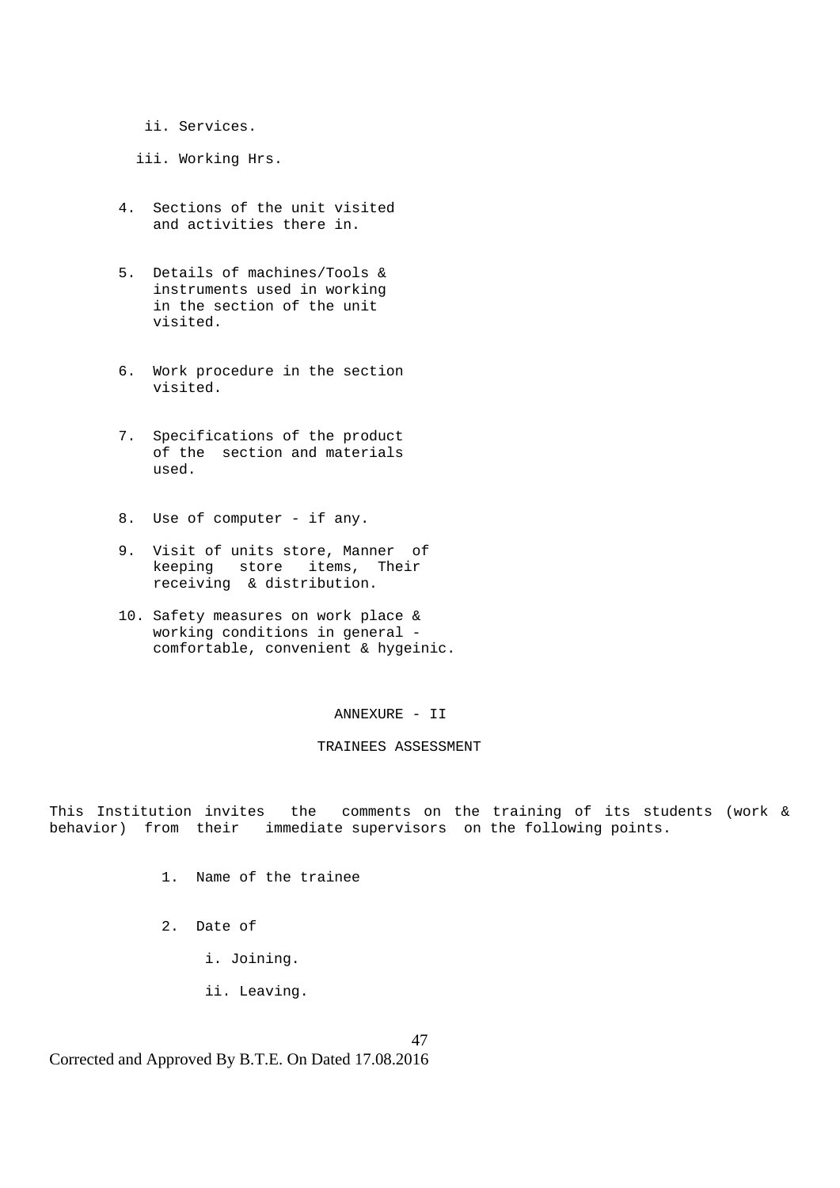ii. Services.

iii. Working Hrs.

4. Sections of the unit visited and activities there in.

5. Details of machines/Tools & instruments used in working in the section of the unit visited.

6. Work procedure in the section visited.

7. Specifications of the product of the section and materials used.

8. Use of computer - if any.

9. Visit of units store, Manner of keeping store items, Their receiving & distribution.

10. Safety measures on work place & working conditions in general - comfortable, convenient & hygeinic.

## ANNEXURE - II

### TRAINEES ASSESSMENT

This Institution invites the comments on the training of its students (work & behavior) from their immediate supervisors on the following points.

1. Name of the trainee

2. Date of

   i. Joining.

   ii. Leaving.

Corrected and Approved By B.T.E. On Dated 17.08.2016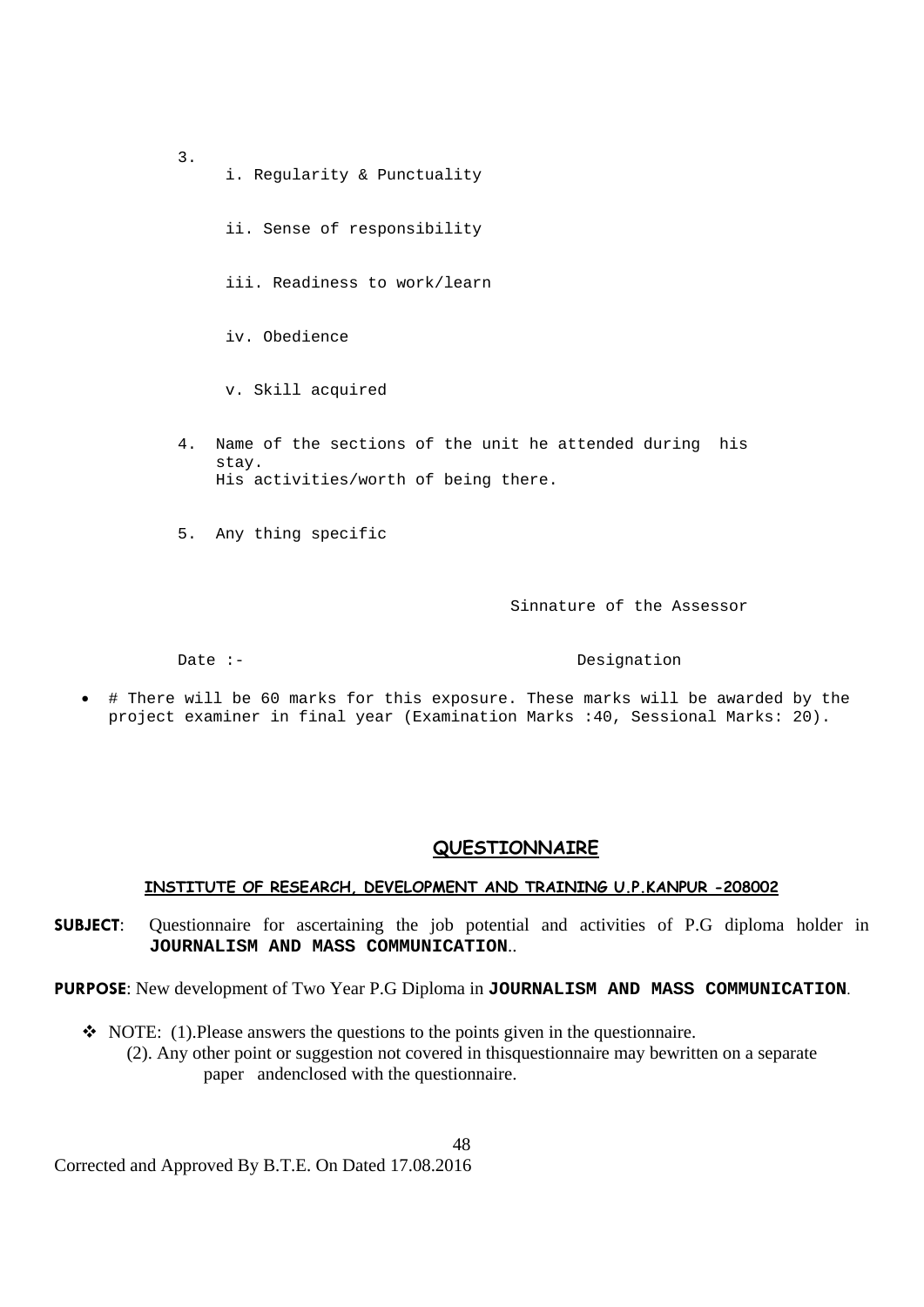3.

   i. Regularity & Punctuality

   ii. Sense of responsibility

   iii. Readiness to work/learn

   iv. Obedience

   v. Skill acquired

4. Name of the sections of the unit he attended during his stay.
   His activities/worth of being there.

5. Any thing specific

Sinnature of the Assessor

Date :- Designation

- # There will be 60 marks for this exposure. These marks will be awarded by the project examiner in final year (Examination Marks :40, Sessional Marks: 20).

## QUESTIONNAIRE

**INSTITUTE OF RESEARCH, DEVELOPMENT AND TRAINING U.P.KANPUR -208002**

**SUBJECT**: Questionnaire for ascertaining the job potential and activities of P.G diploma holder in **JOURNALISM AND MASS COMMUNICATION**..

**PURPOSE**: New development of Two Year P.G Diploma in **JOURNALISM AND MASS COMMUNICATION**.

- NOTE: (1).Please answers the questions to the points given in the questionnaire.
  (2). Any other point or suggestion not covered in thisquestionnaire may bewritten on a separate paper andenclosed with the questionnaire.

Corrected and Approved By B.T.E. On Dated 17.08.2016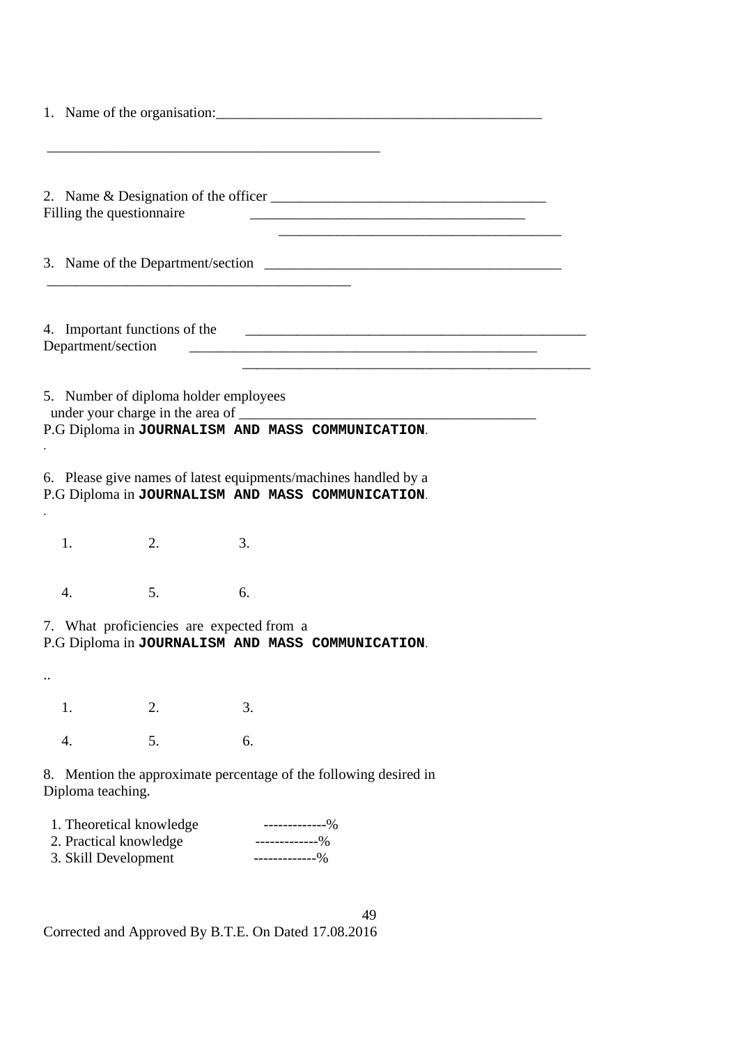1. Name of the organisation:_______________________________________________

_______________________________________________

2. Name & Designation of the officer _______________________________________
Filling the questionnaire _______________________________________

_______________________________________

3. Name of the Department/section _________________________________________

_____________________________________________

4. Important functions of the _________________________________________________
Department/section __________________________________________________

__________________________________________________

5. Number of diploma holder employees
under your charge in the area of _________________________________________
P.G Diploma in **JOURNALISM AND MASS COMMUNICATION**.

.

6. Please give names of latest equipments/machines handled by a
P.G Diploma in **JOURNALISM AND MASS COMMUNICATION**.

.

1. 2. 3.

4. 5. 6.

7. What proficiencies are expected from a
P.G Diploma in **JOURNALISM AND MASS COMMUNICATION**.

..

1. 2. 3.

4. 5. 6.

8. Mention the approximate percentage of the following desired in
Diploma teaching.

1. Theoretical knowledge -------------%
2. Practical knowledge -------------%
3. Skill Development -------------%

Corrected and Approved By B.T.E. On Dated 17.08.2016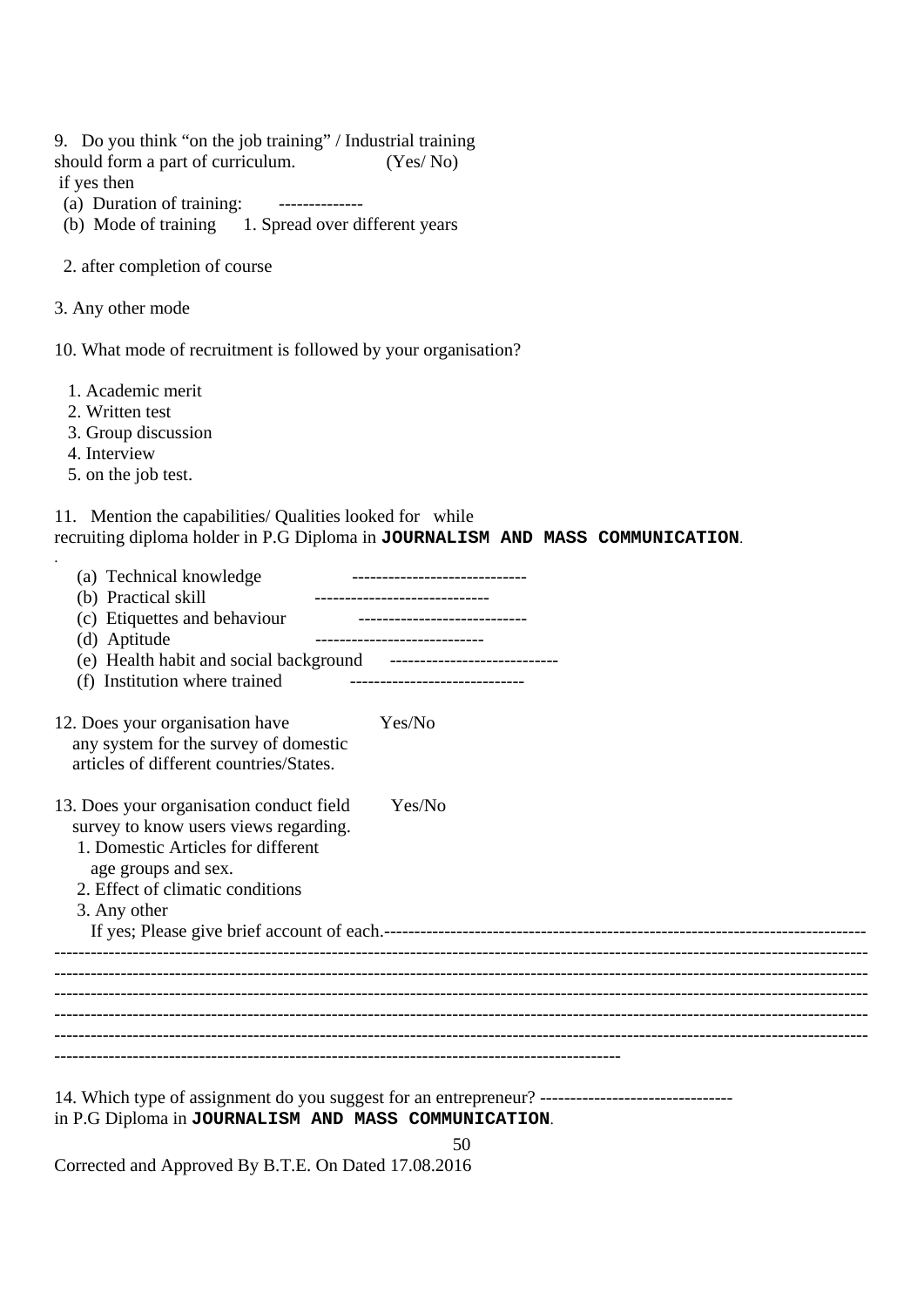9. Do you think "on the job training" / Industrial training should form a part of curriculum. (Yes/ No)

if yes then

(a) Duration of training: --------------

(b) Mode of training 1. Spread over different years

2. after completion of course

3. Any other mode

10. What mode of recruitment is followed by your organisation?

1. Academic merit
2. Written test
3. Group discussion
4. Interview
5. on the job test.

11. Mention the capabilities/ Qualities looked for while recruiting diploma holder in P.G Diploma in **JOURNALISM AND MASS COMMUNICATION**.

.

(a) Technical knowledge -----------------------------

(b) Practical skill -----------------------------

(c) Etiquettes and behaviour ----------------------------

(d) Aptitude ----------------------------

(e) Health habit and social background ----------------------------

(f) Institution where trained -----------------------------

12. Does your organisation have any system for the survey of domestic articles of different countries/States. Yes/No

13. Does your organisation conduct field survey to know users views regarding. Yes/No

1. Domestic Articles for different age groups and sex.
2. Effect of climatic conditions
3. Any other

If yes; Please give brief account of each.--------------------------------------------------------------------------------

-----------------------------------------------------------------------------------------------------------------------------------------

-----------------------------------------------------------------------------------------------------------------------------------------

-----------------------------------------------------------------------------------------------------------------------------------------

-----------------------------------------------------------------------------------------------------------------------------------------

-----------------------------------------------------------------------------------------------------------------------------------------

-------------------------------------------------------------------------------------------

14. Which type of assignment do you suggest for an entrepreneur? -------------------------------- in P.G Diploma in **JOURNALISM AND MASS COMMUNICATION**.

Corrected and Approved By B.T.E. On Dated 17.08.2016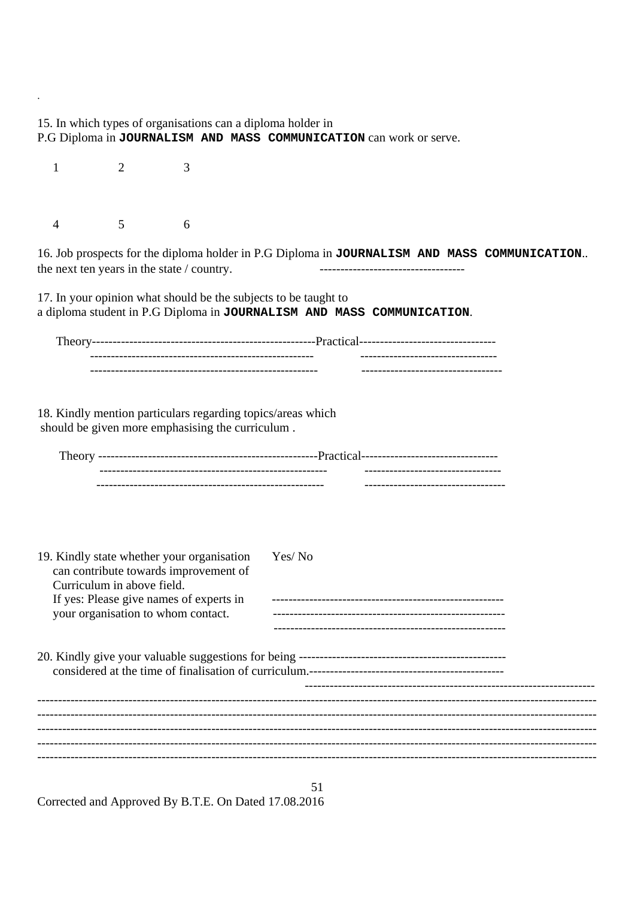15. In which types of organisations can a diploma holder in P.G Diploma in **JOURNALISM AND MASS COMMUNICATION** can work or serve.

1 2 3

4 5 6

16. Job prospects for the diploma holder in P.G Diploma in **JOURNALISM AND MASS COMMUNICATION**.. the next ten years in the state / country. ----------------------------------

17. In your opinion what should be the subjects to be taught to a diploma student in P.G Diploma in **JOURNALISM AND MASS COMMUNICATION**.

Theory-------------------------------------------------------Practical---------------------------------

------------------------------------------------------- ---------------------------------

------------------------------------------------------- ---------------------------------

18. Kindly mention particulars regarding topics/areas which should be given more emphasising the curriculum .

Theory -------------------------------------------------------Practical---------------------------------

------------------------------------------------------- ---------------------------------

------------------------------------------------------- ---------------------------------

19. Kindly state whether your organisation can contribute towards improvement of Curriculum in above field. Yes/ No

If yes: Please give names of experts in your organisation to whom contact.

-------------------------------------------------------

-------------------------------------------------------

-------------------------------------------------------

20. Kindly give your valuable suggestions for being considered at the time of finalisation of curriculum.

-------------------------------------------------------

-------------------------------------------------------

-------------------------------------------------------

-------------------------------------------------------

-------------------------------------------------------

-------------------------------------------------------

-------------------------------------------------------

-------------------------------------------------------

Corrected and Approved By B.T.E. On Dated 17.08.2016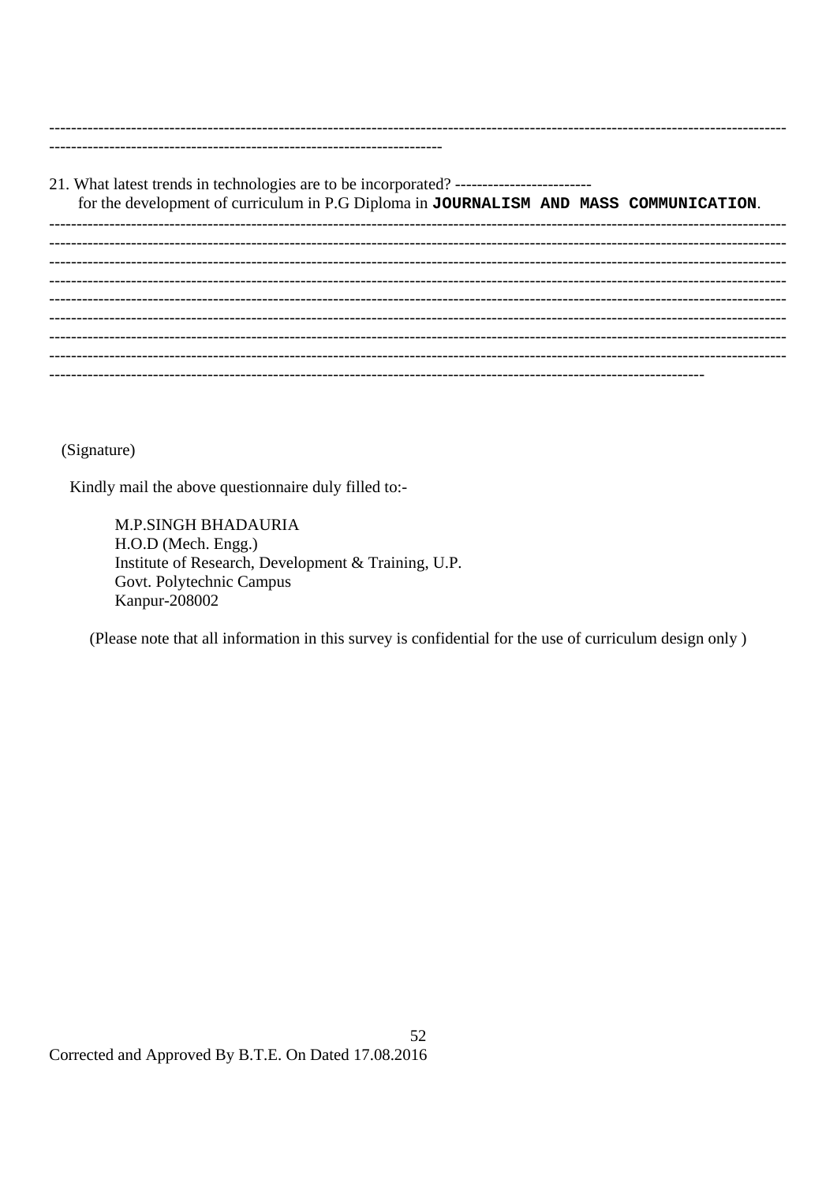-----------------------------------------------------------------------------------------------------------------------------------
----------------------------------------------------------------------

21. What latest trends in technologies are to be incorporated? -------------------------
 for the development of curriculum in P.G Diploma in **JOURNALISM AND MASS COMMUNICATION**.

-----------------------------------------------------------------------------------------------------------------------------------
-----------------------------------------------------------------------------------------------------------------------------------
-----------------------------------------------------------------------------------------------------------------------------------
-----------------------------------------------------------------------------------------------------------------------------------
-----------------------------------------------------------------------------------------------------------------------------------
-----------------------------------------------------------------------------------------------------------------------------------
-----------------------------------------------------------------------------------------------------------------------------------
-----------------------------------------------------------------------------------------------------------------------------------
----------------------------------------------------------------------------------------------------------------------

(Signature)

Kindly mail the above questionnaire duly filled to:-

M.P.SINGH BHADAURIA
H.O.D (Mech. Engg.)
Institute of Research, Development & Training, U.P.
Govt. Polytechnic Campus
Kanpur-208002

(Please note that all information in this survey is confidential for the use of curriculum design only )

Corrected and Approved By B.T.E. On Dated 17.08.2016